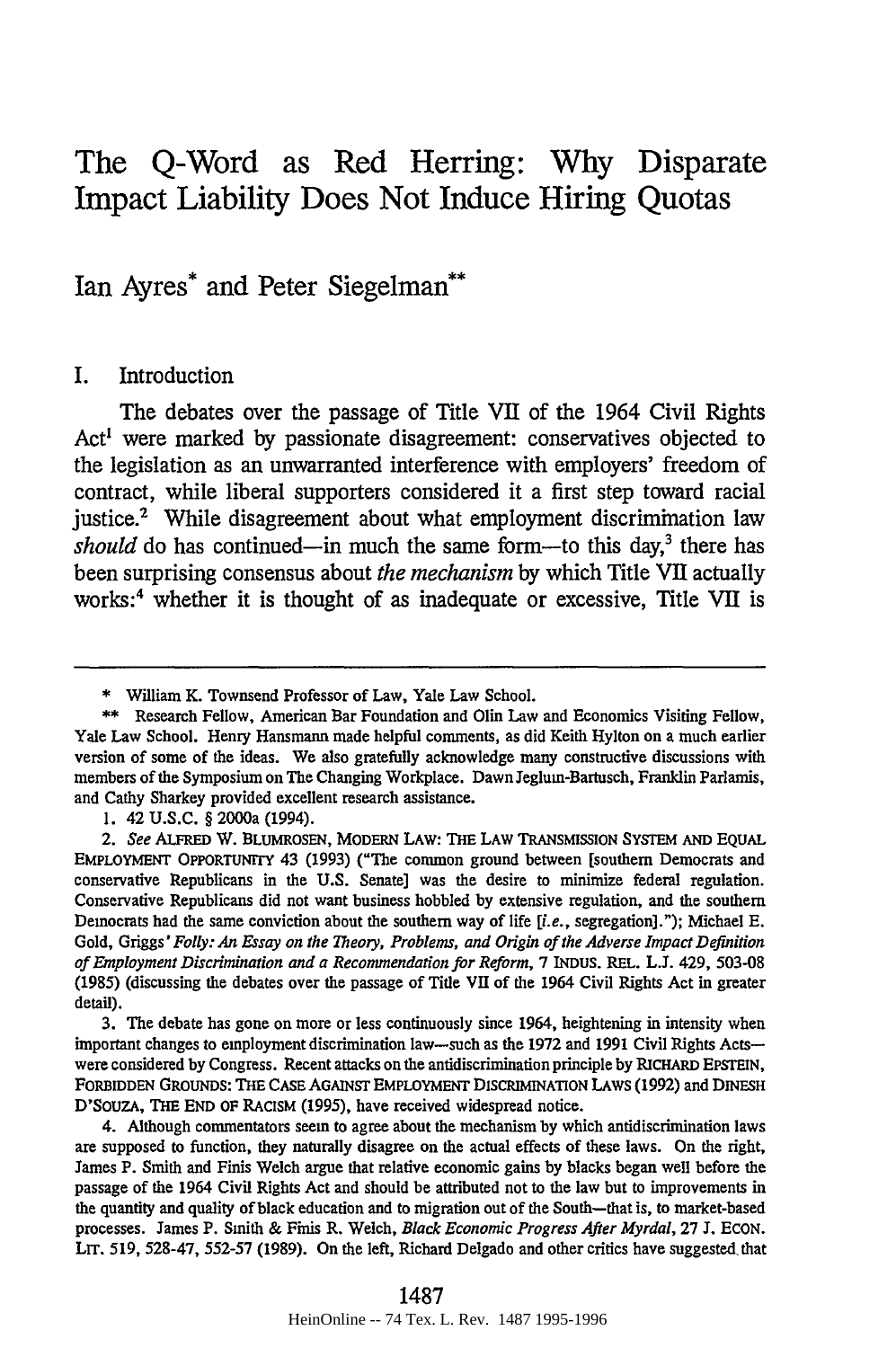# The Q-Word as Red Herring: Why Disparate Impact Liability Does Not Induce Hiring Quotas

Ian Ayres* and Peter Siegelman**

## I. Introduction

The debates over the passage of Title VII of the 1964 Civil Rights Act[1] were marked by passionate disagreement: conservatives objected to the legislation as an unwarranted interference with employers' freedom of contract, while liberal supporters considered it a first step toward racial justice.[2] While disagreement about what employment discrimination law *should* do has continued—in much the same form—to this day,[3] there has been surprising consensus about *the mechanism* by which Title VII actually works:[4] whether it is thought of as inadequate or excessive, Title VII is

---

\* William K. Townsend Professor of Law, Yale Law School.

\*\* Research Fellow, American Bar Foundation and Olin Law and Economics Visiting Fellow, Yale Law School. Henry Hansmann made helpful comments, as did Keith Hylton on a much earlier version of some of the ideas. We also gratefully acknowledge many constructive discussions with members of the Symposium on The Changing Workplace. Dawn Jeglum-Bartusch, Franklin Parlamis, and Cathy Sharkey provided excellent research assistance.

1. 42 U.S.C. § 2000a (1994).

2. *See* ALFRED W. BLUMROSEN, MODERN LAW: THE LAW TRANSMISSION SYSTEM AND EQUAL EMPLOYMENT OPPORTUNITY 43 (1993) ("The common ground between [southern Democrats and conservative Republicans in the U.S. Senate] was the desire to minimize federal regulation. Conservative Republicans did not want business hobbled by extensive regulation, and the southern Democrats had the same conviction about the southern way of life [*i.e.*, segregation]."); Michael E. Gold, Griggs' *Folly: An Essay on the Theory, Problems, and Origin of the Adverse Impact Definition of Employment Discrimination and a Recommendation for Reform*, 7 INDUS. REL. L.J. 429, 503-08 (1985) (discussing the debates over the passage of Title VII of the 1964 Civil Rights Act in greater detail).

3. The debate has gone on more or less continuously since 1964, heightening in intensity when important changes to employment discrimination law—such as the 1972 and 1991 Civil Rights Acts—were considered by Congress. Recent attacks on the antidiscrimination principle by RICHARD EPSTEIN, FORBIDDEN GROUNDS: THE CASE AGAINST EMPLOYMENT DISCRIMINATION LAWS (1992) and DINESH D'SOUZA, THE END OF RACISM (1995), have received widespread notice.

4. Although commentators seem to agree about the mechanism by which antidiscrimination laws are supposed to function, they naturally disagree on the actual effects of these laws. On the right, James P. Smith and Finis Welch argue that relative economic gains by blacks began well before the passage of the 1964 Civil Rights Act and should be attributed not to the law but to improvements in the quantity and quality of black education and to migration out of the South—that is, to market-based processes. James P. Smith & Finis R. Welch, *Black Economic Progress After Myrdal*, 27 J. ECON. LIT. 519, 528-47, 552-57 (1989). On the left, Richard Delgado and other critics have suggested that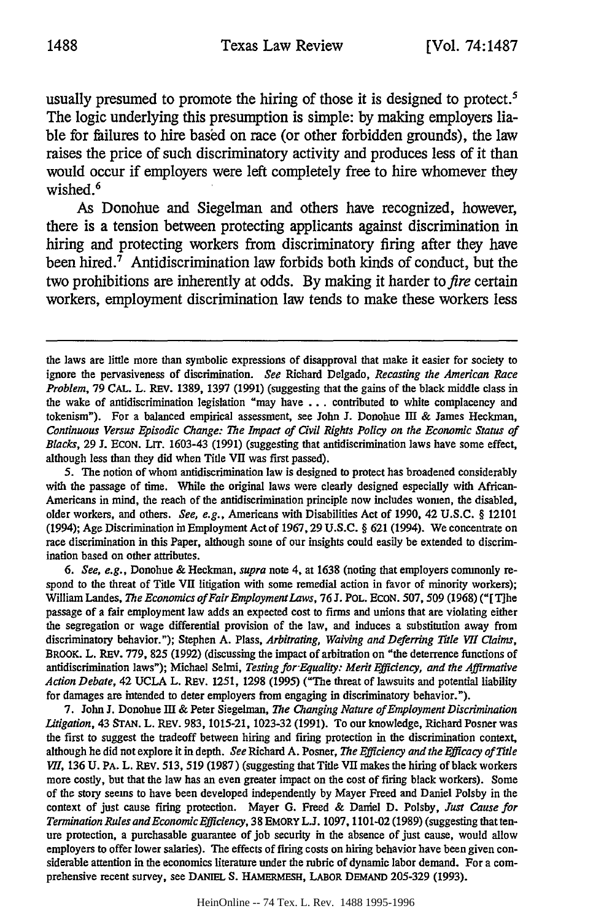usually presumed to promote the hiring of those it is designed to protect.[5] The logic underlying this presumption is simple: by making employers liable for failures to hire based on race (or other forbidden grounds), the law raises the price of such discriminatory activity and produces less of it than would occur if employers were left completely free to hire whomever they wished.[6]

As Donohue and Siegelman and others have recognized, however, there is a tension between protecting applicants against discrimination in hiring and protecting workers from discriminatory firing after they have been hired.[7] Antidiscrimination law forbids both kinds of conduct, but the two prohibitions are inherently at odds. By making it harder to *fire* certain workers, employment discrimination law tends to make these workers less

---

the laws are little more than symbolic expressions of disapproval that make it easier for society to ignore the pervasiveness of discrimination. *See* Richard Delgado, *Recasting the American Race Problem*, 79 CAL. L. REV. 1389, 1397 (1991) (suggesting that the gains of the black middle class in the wake of antidiscrimination legislation "may have . . . contributed to white complacency and tokenism"). For a balanced empirical assessment, see John J. Donohue III & James Heckman, *Continuous Versus Episodic Change: The Impact of Civil Rights Policy on the Economic Status of Blacks*, 29 J. ECON. LIT. 1603-43 (1991) (suggesting that antidiscrimination laws have some effect, although less than they did when Title VII was first passed).

5. The notion of whom antidiscrimination law is designed to protect has broadened considerably with the passage of time. While the original laws were clearly designed especially with African-Americans in mind, the reach of the antidiscrimination principle now includes women, the disabled, older workers, and others. *See, e.g.*, Americans with Disabilities Act of 1990, 42 U.S.C. § 12101 (1994); Age Discrimination in Employment Act of 1967, 29 U.S.C. § 621 (1994). We concentrate on race discrimination in this Paper, although some of our insights could easily be extended to discrimination based on other attributes.

6. *See, e.g.*, Donohue & Heckman, *supra* note 4, at 1638 (noting that employers commonly respond to the threat of Title VII litigation with some remedial action in favor of minority workers); William Landes, *The Economics of Fair Employment Laws*, 76 J. POL. ECON. 507, 509 (1968) ("[T]he passage of a fair employment law adds an expected cost to firms and unions that are violating either the segregation or wage differential provision of the law, and induces a substitution away from discriminatory behavior."); Stephen A. Plass, *Arbitrating, Waiving and Deferring Title VII Claims*, BROOK. L. REV. 779, 825 (1992) (discussing the impact of arbitration on "the deterrence functions of antidiscrimination laws"); Michael Selmi, *Testing for Equality: Merit Efficiency, and the Affirmative Action Debate*, 42 UCLA L. REV. 1251, 1298 (1995) ("The threat of lawsuits and potential liability for damages are intended to deter employers from engaging in discriminatory behavior.").

7. John J. Donohue III & Peter Siegelman, *The Changing Nature of Employment Discrimination Litigation*, 43 STAN. L. REV. 983, 1015-21, 1023-32 (1991). To our knowledge, Richard Posner was the first to suggest the tradeoff between hiring and firing protection in the discrimination context, although he did not explore it in depth. *See* Richard A. Posner, *The Efficiency and the Efficacy of Title VII*, 136 U. PA. L. REV. 513, 519 (1987) (suggesting that Title VII makes the hiring of black workers more costly, but that the law has an even greater impact on the cost of firing black workers). Some of the story seems to have been developed independently by Mayer Freed and Daniel Polsby in the context of just cause firing protection. Mayer G. Freed & Daniel D. Polsby, *Just Cause for Termination Rules and Economic Efficiency*, 38 EMORY L.J. 1097, 1101-02 (1989) (suggesting that tenure protection, a purchasable guarantee of job security in the absence of just cause, would allow employers to offer lower salaries). The effects of firing costs on hiring behavior have been given considerable attention in the economics literature under the rubric of dynamic labor demand. For a comprehensive recent survey, see DANIEL S. HAMERMESH, LABOR DEMAND 205-329 (1993).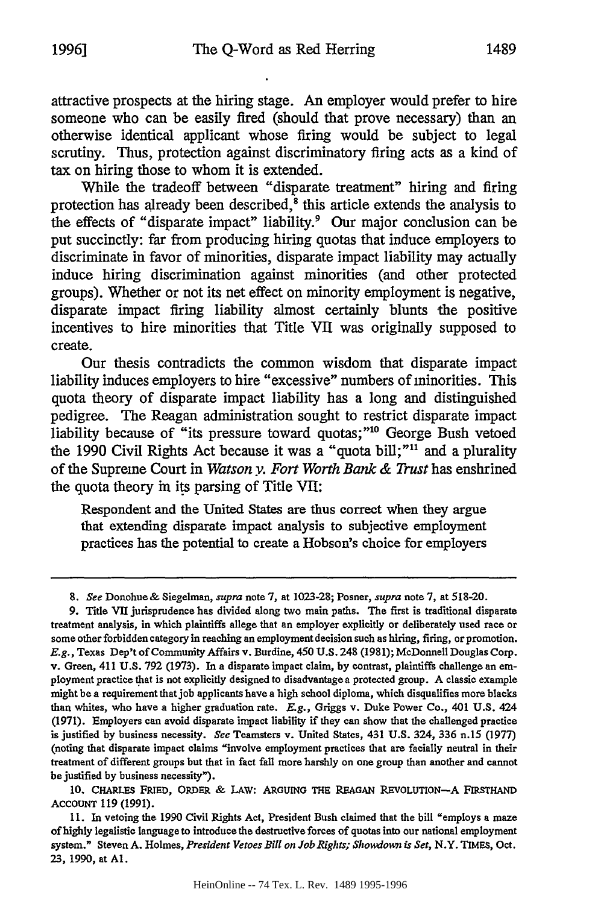attractive prospects at the hiring stage. An employer would prefer to hire someone who can be easily fired (should that prove necessary) than an otherwise identical applicant whose firing would be subject to legal scrutiny. Thus, protection against discriminatory firing acts as a kind of tax on hiring those to whom it is extended.

While the tradeoff between "disparate treatment" hiring and firing protection has already been described,[8] this article extends the analysis to the effects of "disparate impact" liability.[9] Our major conclusion can be put succinctly: far from producing hiring quotas that induce employers to discriminate in favor of minorities, disparate impact liability may actually induce hiring discrimination against minorities (and other protected groups). Whether or not its net effect on minority employment is negative, disparate impact firing liability almost certainly blunts the positive incentives to hire minorities that Title VII was originally supposed to create.

Our thesis contradicts the common wisdom that disparate impact liability induces employers to hire "excessive" numbers of minorities. This quota theory of disparate impact liability has a long and distinguished pedigree. The Reagan administration sought to restrict disparate impact liability because of "its pressure toward quotas;"[10] George Bush vetoed the 1990 Civil Rights Act because it was a "quota bill;"[11] and a plurality of the Supreme Court in *Watson v. Fort Worth Bank & Trust* has enshrined the quota theory in its parsing of Title VII:

> Respondent and the United States are thus correct when they argue that extending disparate impact analysis to subjective employment practices has the potential to create a Hobson's choice for employers

---

8. *See* Donohue & Siegelman, *supra* note 7, at 1023-28; Posner, *supra* note 7, at 518-20.

9. Title VII jurisprudence has divided along two main paths. The first is traditional disparate treatment analysis, in which plaintiffs allege that an employer explicitly or deliberately used race or some other forbidden category in reaching an employment decision such as hiring, firing, or promotion. *E.g.*, Texas Dep't of Community Affairs v. Burdine, 450 U.S. 248 (1981); McDonnell Douglas Corp. v. Green, 411 U.S. 792 (1973). In a disparate impact claim, by contrast, plaintiffs challenge an employment practice that is not explicitly designed to disadvantage a protected group. A classic example might be a requirement that job applicants have a high school diploma, which disqualifies more blacks than whites, who have a higher graduation rate. *E.g.*, Griggs v. Duke Power Co., 401 U.S. 424 (1971). Employers can avoid disparate impact liability if they can show that the challenged practice is justified by business necessity. *See* Teamsters v. United States, 431 U.S. 324, 336 n.15 (1977) (noting that disparate impact claims "involve employment practices that are facially neutral in their treatment of different groups but that in fact fall more harshly on one group than another and cannot be justified by business necessity").

10. CHARLES FRIED, ORDER & LAW: ARGUING THE REAGAN REVOLUTION—A FIRSTHAND ACCOUNT 119 (1991).

11. In vetoing the 1990 Civil Rights Act, President Bush claimed that the bill "employs a maze of highly legalistic language to introduce the destructive forces of quotas into our national employment system." Steven A. Holmes, *President Vetoes Bill on Job Rights; Showdown is Set*, N.Y. TIMES, Oct. 23, 1990, at A1.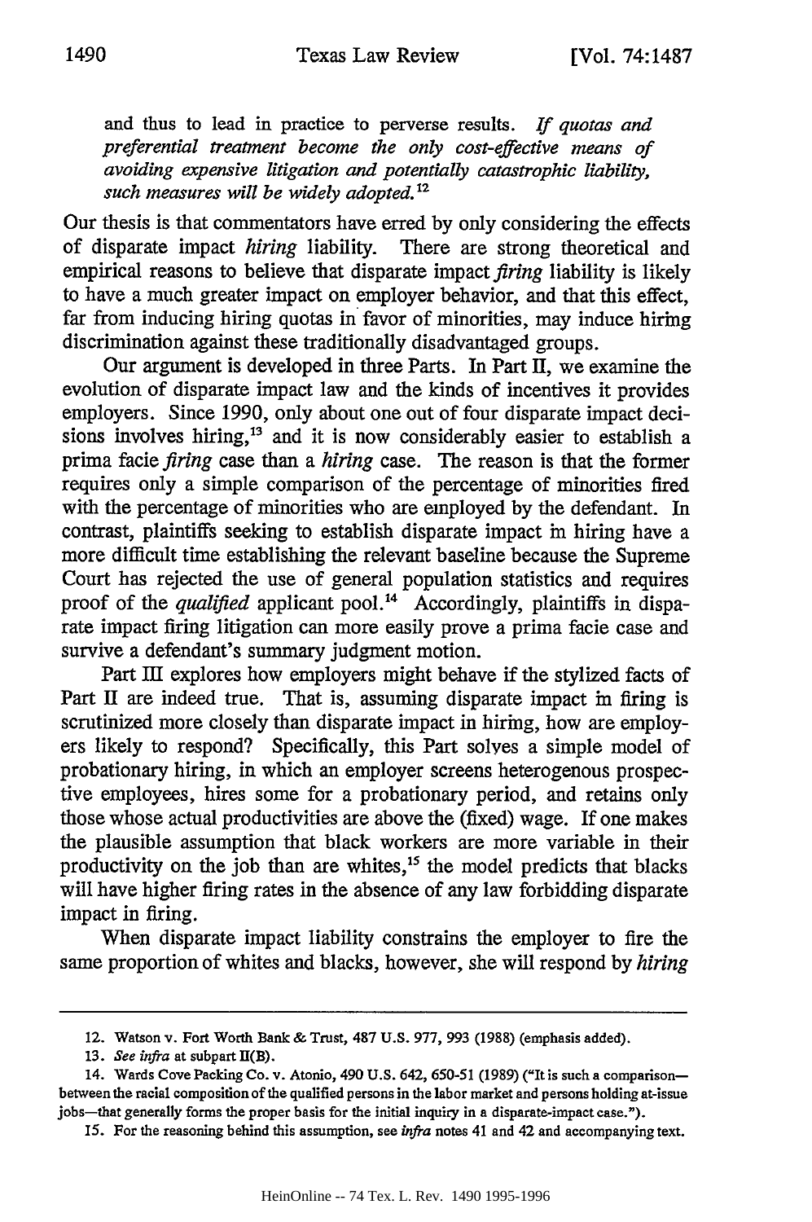and thus to lead in practice to perverse results. *If quotas and preferential treatment become the only cost-effective means of avoiding expensive litigation and potentially catastrophic liability, such measures will be widely adopted.*[12]

Our thesis is that commentators have erred by only considering the effects of disparate impact *hiring* liability. There are strong theoretical and empirical reasons to believe that disparate impact *firing* liability is likely to have a much greater impact on employer behavior, and that this effect, far from inducing hiring quotas in favor of minorities, may induce hiring discrimination against these traditionally disadvantaged groups.

Our argument is developed in three Parts. In Part II, we examine the evolution of disparate impact law and the kinds of incentives it provides employers. Since 1990, only about one out of four disparate impact decisions involves hiring,[13] and it is now considerably easier to establish a prima facie *firing* case than a *hiring* case. The reason is that the former requires only a simple comparison of the percentage of minorities fired with the percentage of minorities who are employed by the defendant. In contrast, plaintiffs seeking to establish disparate impact in hiring have a more difficult time establishing the relevant baseline because the Supreme Court has rejected the use of general population statistics and requires proof of the *qualified* applicant pool.[14] Accordingly, plaintiffs in disparate impact firing litigation can more easily prove a prima facie case and survive a defendant's summary judgment motion.

Part III explores how employers might behave if the stylized facts of Part II are indeed true. That is, assuming disparate impact in firing is scrutinized more closely than disparate impact in hiring, how are employers likely to respond? Specifically, this Part solves a simple model of probationary hiring, in which an employer screens heterogenous prospective employees, hires some for a probationary period, and retains only those whose actual productivities are above the (fixed) wage. If one makes the plausible assumption that black workers are more variable in their productivity on the job than are whites,[15] the model predicts that blacks will have higher firing rates in the absence of any law forbidding disparate impact in firing.

When disparate impact liability constrains the employer to fire the same proportion of whites and blacks, however, she will respond by *hiring*

---

12. Watson v. Fort Worth Bank & Trust, 487 U.S. 977, 993 (1988) (emphasis added).

13. *See infra* at subpart II(B).

14. Wards Cove Packing Co. v. Atonio, 490 U.S. 642, 650-51 (1989) ("It is such a comparison—between the racial composition of the qualified persons in the labor market and persons holding at-issue jobs—that generally forms the proper basis for the initial inquiry in a disparate-impact case.").

15. For the reasoning behind this assumption, see *infra* notes 41 and 42 and accompanying text.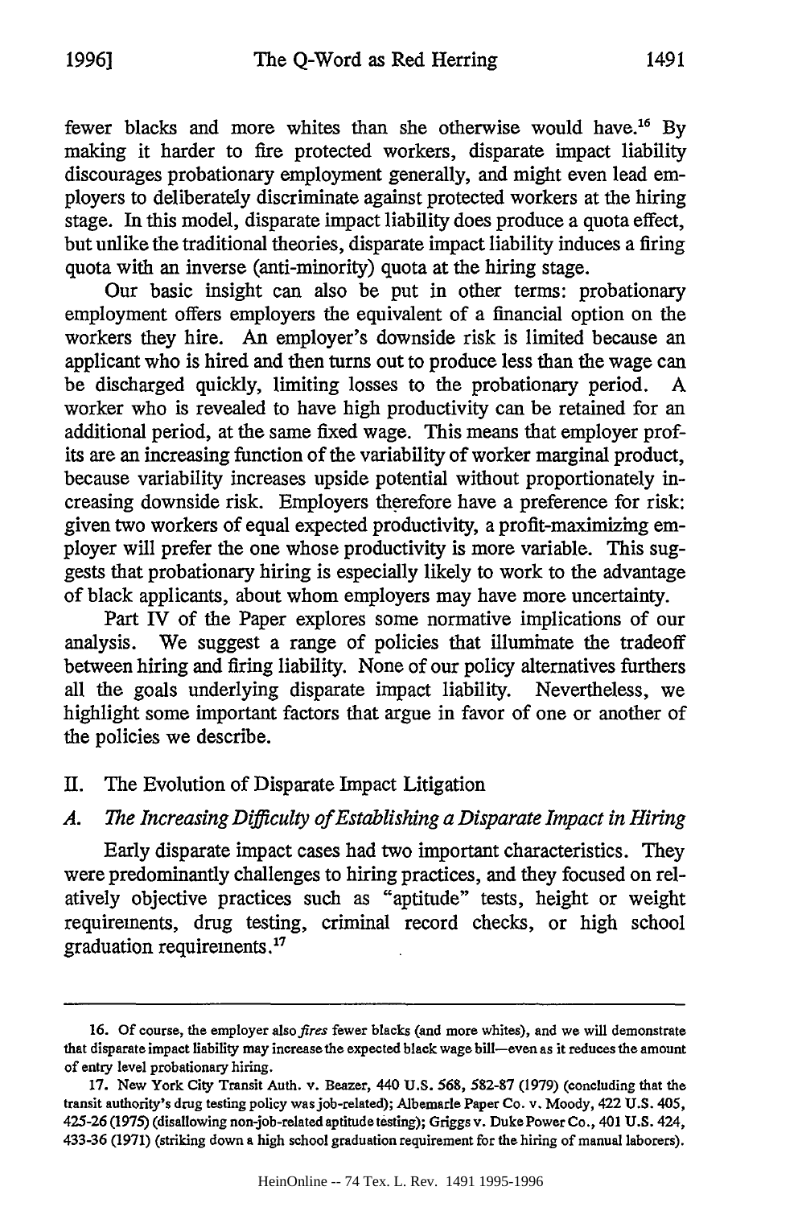fewer blacks and more whites than she otherwise would have.[16] By making it harder to fire protected workers, disparate impact liability discourages probationary employment generally, and might even lead employers to deliberately discriminate against protected workers at the hiring stage. In this model, disparate impact liability does produce a quota effect, but unlike the traditional theories, disparate impact liability induces a firing quota with an inverse (anti-minority) quota at the hiring stage.

Our basic insight can also be put in other terms: probationary employment offers employers the equivalent of a financial option on the workers they hire. An employer's downside risk is limited because an applicant who is hired and then turns out to produce less than the wage can be discharged quickly, limiting losses to the probationary period. A worker who is revealed to have high productivity can be retained for an additional period, at the same fixed wage. This means that employer profits are an increasing function of the variability of worker marginal product, because variability increases upside potential without proportionately increasing downside risk. Employers therefore have a preference for risk: given two workers of equal expected productivity, a profit-maximizing employer will prefer the one whose productivity is more variable. This suggests that probationary hiring is especially likely to work to the advantage of black applicants, about whom employers may have more uncertainty.

Part IV of the Paper explores some normative implications of our analysis. We suggest a range of policies that illuminate the tradeoff between hiring and firing liability. None of our policy alternatives furthers all the goals underlying disparate impact liability. Nevertheless, we highlight some important factors that argue in favor of one or another of the policies we describe.

## II. The Evolution of Disparate Impact Litigation

### A. *The Increasing Difficulty of Establishing a Disparate Impact in Hiring*

Early disparate impact cases had two important characteristics. They were predominantly challenges to hiring practices, and they focused on relatively objective practices such as "aptitude" tests, height or weight requirements, drug testing, criminal record checks, or high school graduation requirements.[17]

---

16. Of course, the employer also *fires* fewer blacks (and more whites), and we will demonstrate that disparate impact liability may increase the expected black wage bill—even as it reduces the amount of entry level probationary hiring.

17. New York City Transit Auth. v. Beazer, 440 U.S. 568, 582-87 (1979) (concluding that the transit authority's drug testing policy was job-related); Albemarle Paper Co. v. Moody, 422 U.S. 405, 425-26 (1975) (disallowing non-job-related aptitude testing); Griggs v. Duke Power Co., 401 U.S. 424, 433-36 (1971) (striking down a high school graduation requirement for the hiring of manual laborers).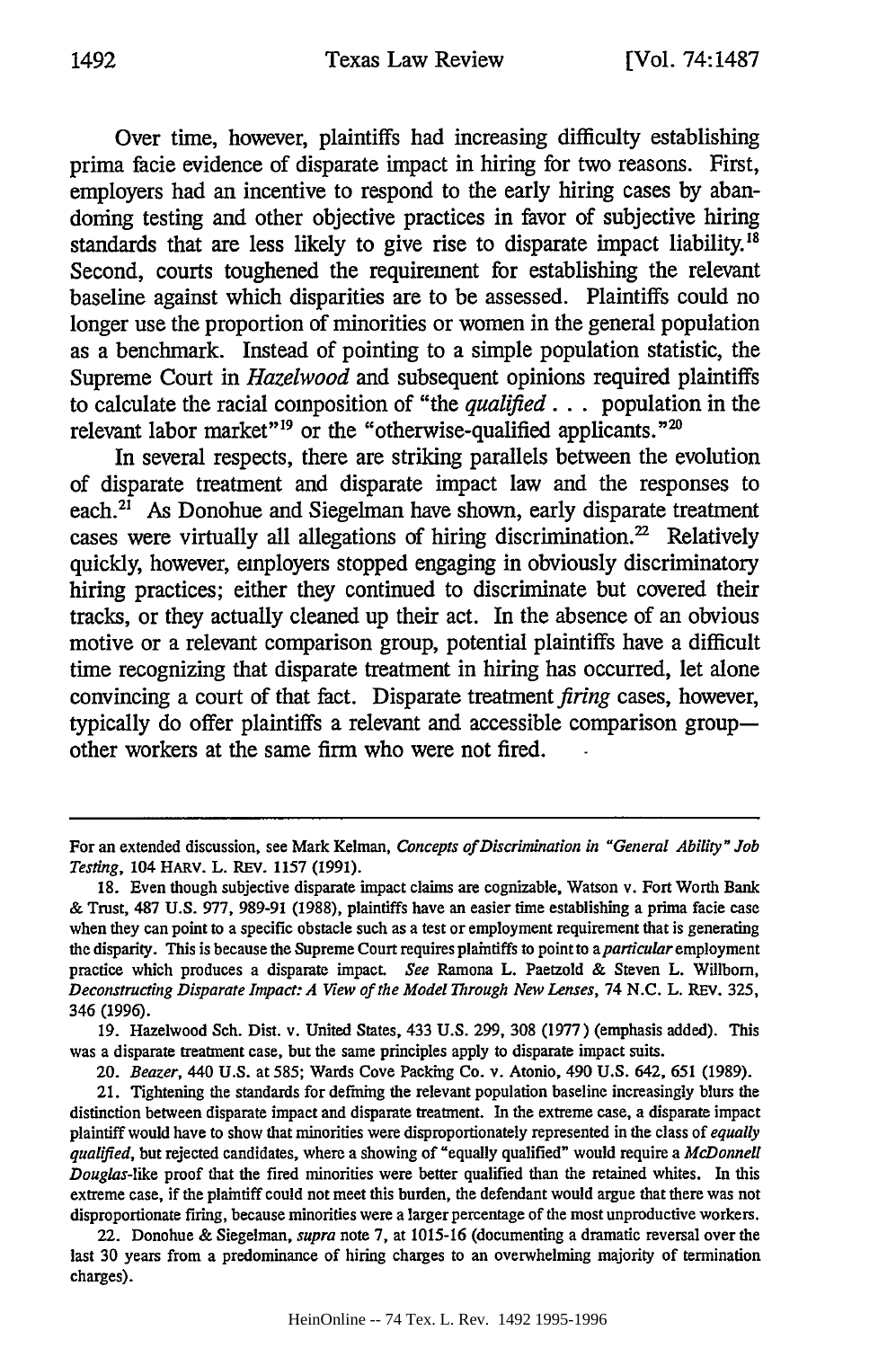Over time, however, plaintiffs had increasing difficulty establishing prima facie evidence of disparate impact in hiring for two reasons. First, employers had an incentive to respond to the early hiring cases by abandoning testing and other objective practices in favor of subjective hiring standards that are less likely to give rise to disparate impact liability.[18] Second, courts toughened the requirement for establishing the relevant baseline against which disparities are to be assessed. Plaintiffs could no longer use the proportion of minorities or women in the general population as a benchmark. Instead of pointing to a simple population statistic, the Supreme Court in *Hazelwood* and subsequent opinions required plaintiffs to calculate the racial composition of "the *qualified* . . . population in the relevant labor market"[19] or the "otherwise-qualified applicants."[20]

In several respects, there are striking parallels between the evolution of disparate treatment and disparate impact law and the responses to each.[21] As Donohue and Siegelman have shown, early disparate treatment cases were virtually all allegations of hiring discrimination.[22] Relatively quickly, however, employers stopped engaging in obviously discriminatory hiring practices; either they continued to discriminate but covered their tracks, or they actually cleaned up their act. In the absence of an obvious motive or a relevant comparison group, potential plaintiffs have a difficult time recognizing that disparate treatment in hiring has occurred, let alone convincing a court of that fact. Disparate treatment *firing* cases, however, typically do offer plaintiffs a relevant and accessible comparison group—other workers at the same firm who were not fired.

---

For an extended discussion, see Mark Kelman, *Concepts of Discrimination in "General Ability" Job Testing*, 104 HARV. L. REV. 1157 (1991).

18. Even though subjective disparate impact claims are cognizable, Watson v. Fort Worth Bank & Trust, 487 U.S. 977, 989-91 (1988), plaintiffs have an easier time establishing a prima facie case when they can point to a specific obstacle such as a test or employment requirement that is generating the disparity. This is because the Supreme Court requires plaintiffs to point to a *particular* employment practice which produces a disparate impact. *See* Ramona L. Paetzold & Steven L. Willborn, *Deconstructing Disparate Impact: A View of the Model Through New Lenses*, 74 N.C. L. REV. 325, 346 (1996).

19. Hazelwood Sch. Dist. v. United States, 433 U.S. 299, 308 (1977) (emphasis added). This was a disparate treatment case, but the same principles apply to disparate impact suits.

20. *Beazer*, 440 U.S. at 585; Wards Cove Packing Co. v. Atonio, 490 U.S. 642, 651 (1989).

21. Tightening the standards for defining the relevant population baseline increasingly blurs the distinction between disparate impact and disparate treatment. In the extreme case, a disparate impact plaintiff would have to show that minorities were disproportionately represented in the class of *equally qualified*, but rejected candidates, where a showing of "equally qualified" would require a *McDonnell Douglas*-like proof that the fired minorities were better qualified than the retained whites. In this extreme case, if the plaintiff could not meet this burden, the defendant would argue that there was not disproportionate firing, because minorities were a larger percentage of the most unproductive workers.

22. Donohue & Siegelman, *supra* note 7, at 1015-16 (documenting a dramatic reversal over the last 30 years from a predominance of hiring charges to an overwhelming majority of termination charges).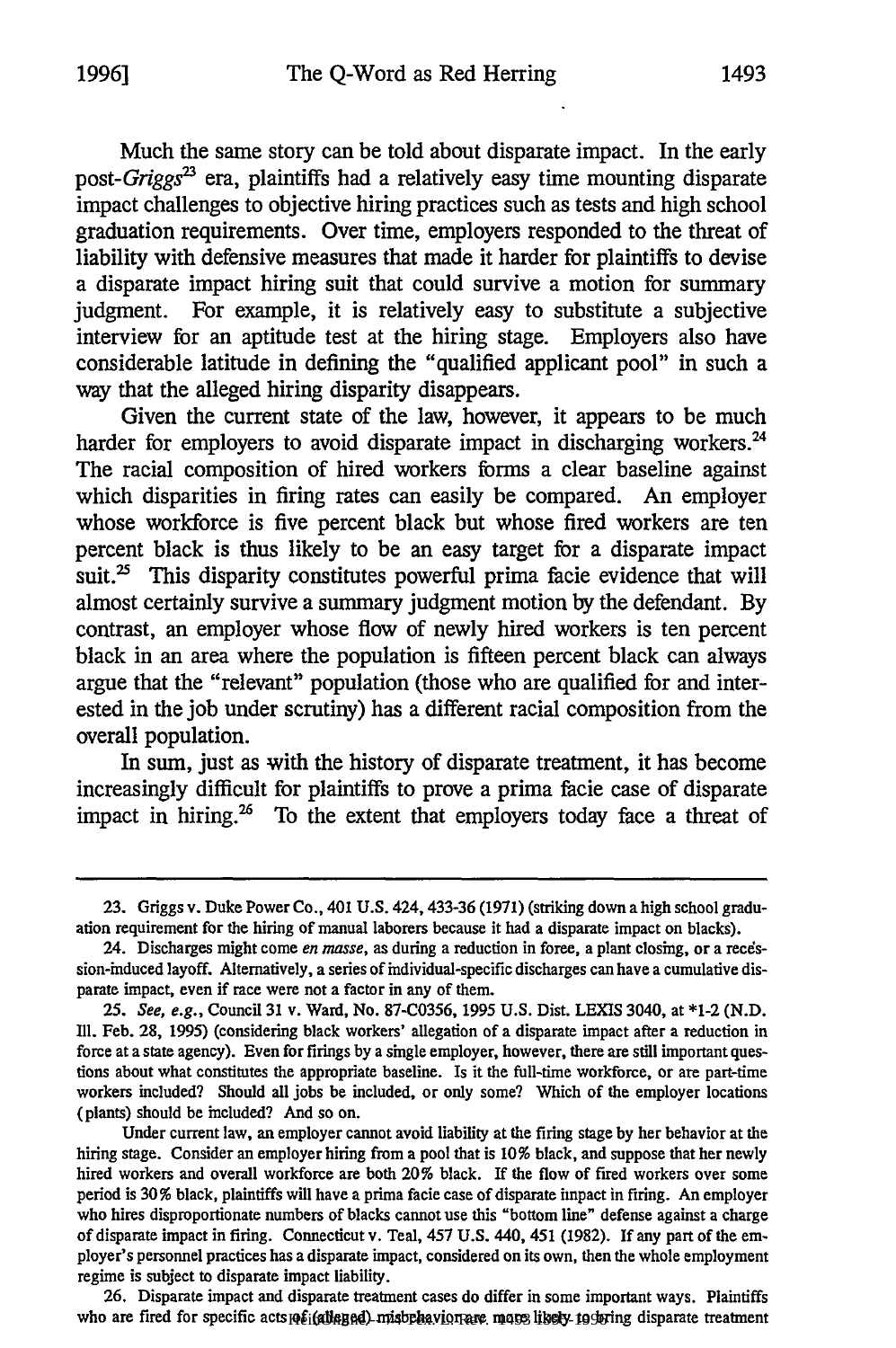Much the same story can be told about disparate impact. In the early post-*Griggs*[23] era, plaintiffs had a relatively easy time mounting disparate impact challenges to objective hiring practices such as tests and high school graduation requirements. Over time, employers responded to the threat of liability with defensive measures that made it harder for plaintiffs to devise a disparate impact hiring suit that could survive a motion for summary judgment. For example, it is relatively easy to substitute a subjective interview for an aptitude test at the hiring stage. Employers also have considerable latitude in defining the "qualified applicant pool" in such a way that the alleged hiring disparity disappears.

Given the current state of the law, however, it appears to be much harder for employers to avoid disparate impact in discharging workers.[24] The racial composition of hired workers forms a clear baseline against which disparities in firing rates can easily be compared. An employer whose workforce is five percent black but whose fired workers are ten percent black is thus likely to be an easy target for a disparate impact suit.[25] This disparity constitutes powerful prima facie evidence that will almost certainly survive a summary judgment motion by the defendant. By contrast, an employer whose flow of newly hired workers is ten percent black in an area where the population is fifteen percent black can always argue that the "relevant" population (those who are qualified for and interested in the job under scrutiny) has a different racial composition from the overall population.

In sum, just as with the history of disparate treatment, it has become increasingly difficult for plaintiffs to prove a prima facie case of disparate impact in hiring.[26] To the extent that employers today face a threat of

---

23. Griggs v. Duke Power Co., 401 U.S. 424, 433-36 (1971) (striking down a high school graduation requirement for the hiring of manual laborers because it had a disparate impact on blacks).

24. Discharges might come *en masse*, as during a reduction in force, a plant closing, or a recession-induced layoff. Alternatively, a series of individual-specific discharges can have a cumulative disparate impact, even if race were not a factor in any of them.

25. *See, e.g.*, Council 31 v. Ward, No. 87-C0356, 1995 U.S. Dist. LEXIS 3040, at *1-2 (N.D. Ill. Feb. 28, 1995) (considering black workers' allegation of a disparate impact after a reduction in force at a state agency). Even for firings by a single employer, however, there are still important questions about what constitutes the appropriate baseline. Is it the full-time workforce, or are part-time workers included? Should all jobs be included, or only some? Which of the employer locations (plants) should be included? And so on.

Under current law, an employer cannot avoid liability at the firing stage by her behavior at the hiring stage. Consider an employer hiring from a pool that is 10% black, and suppose that her newly hired workers and overall workforce are both 20% black. If the flow of fired workers over some period is 30% black, plaintiffs will have a prima facie case of disparate impact in firing. An employer who hires disproportionate numbers of blacks cannot use this "bottom line" defense against a charge of disparate impact in firing. Connecticut v. Teal, 457 U.S. 440, 451 (1982). If any part of the employer's personnel practices has a disparate impact, considered on its own, then the whole employment regime is subject to disparate impact liability.

26. Disparate impact and disparate treatment cases do differ in some important ways. Plaintiffs who are fired for specific acts of (alleged) misbehavior are more likely to bring disparate treatment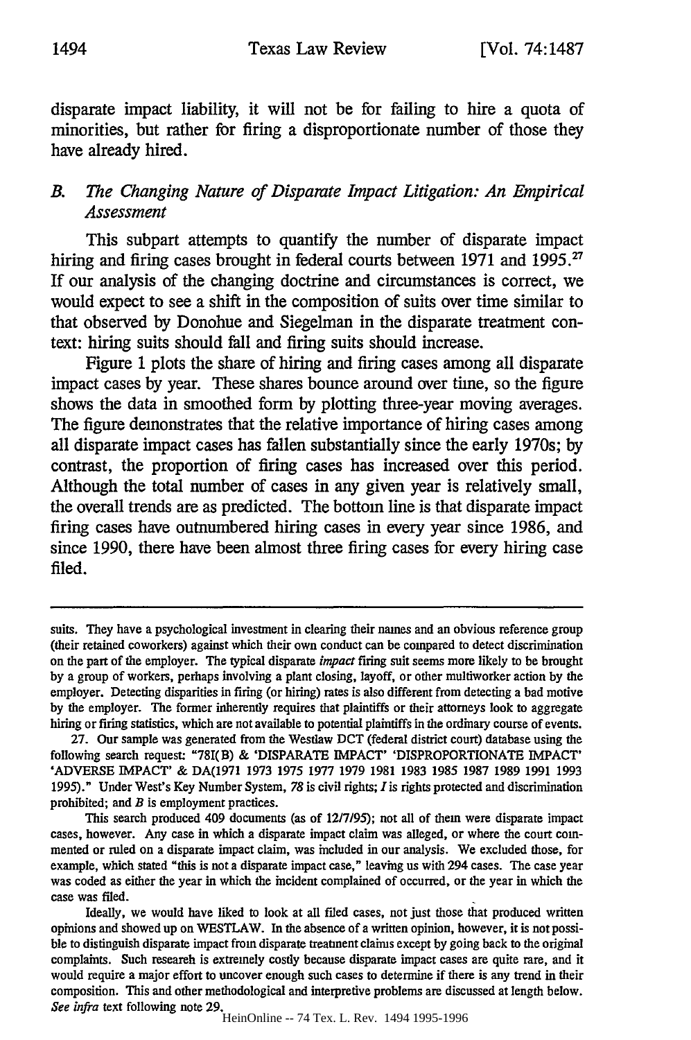disparate impact liability, it will not be for failing to hire a quota of minorities, but rather for firing a disproportionate number of those they have already hired.

### *B. The Changing Nature of Disparate Impact Litigation: An Empirical Assessment*

This subpart attempts to quantify the number of disparate impact hiring and firing cases brought in federal courts between 1971 and 1995.[27] If our analysis of the changing doctrine and circumstances is correct, we would expect to see a shift in the composition of suits over time similar to that observed by Donohue and Siegelman in the disparate treatment context: hiring suits should fall and firing suits should increase.

Figure 1 plots the share of hiring and firing cases among all disparate impact cases by year. These shares bounce around over time, so the figure shows the data in smoothed form by plotting three-year moving averages. The figure demonstrates that the relative importance of hiring cases among all disparate impact cases has fallen substantially since the early 1970s; by contrast, the proportion of firing cases has increased over this period. Although the total number of cases in any given year is relatively small, the overall trends are as predicted. The bottom line is that disparate impact firing cases have outnumbered hiring cases in every year since 1986, and since 1990, there have been almost three firing cases for every hiring case filed.

---

suits. They have a psychological investment in clearing their names and an obvious reference group (their retained coworkers) against which their own conduct can be compared to detect discrimination on the part of the employer. The typical disparate *impact* firing suit seems more likely to be brought by a group of workers, perhaps involving a plant closing, layoff, or other multiworker action by the employer. Detecting disparities in firing (or hiring) rates is also different from detecting a bad motive by the employer. The former inherently requires that plaintiffs or their attorneys look to aggregate hiring or firing statistics, which are not available to potential plaintiffs in the ordinary course of events.

27. Our sample was generated from the Westlaw DCT (federal district court) database using the following search request: "78I(B) & 'DISPARATE IMPACT' 'DISPROPORTIONATE IMPACT' 'ADVERSE IMPACT' & DA(1971 1973 1975 1977 1979 1981 1983 1985 1987 1989 1991 1993 1995)." Under West's Key Number System, *78* is civil rights; *I* is rights protected and discrimination prohibited; and *B* is employment practices.

This search produced 409 documents (as of 12/7/95); not all of them were disparate impact cases, however. Any case in which a disparate impact claim was alleged, or where the court commented or ruled on a disparate impact claim, was included in our analysis. We excluded those, for example, which stated "this is not a disparate impact case," leaving us with 294 cases. The case year was coded as either the year in which the incident complained of occurred, or the year in which the case was filed.

Ideally, we would have liked to look at all filed cases, not just those that produced written opinions and showed up on WESTLAW. In the absence of a written opinion, however, it is not possible to distinguish disparate impact from disparate treatment claims except by going back to the original complaints. Such research is extremely costly because disparate impact cases are quite rare, and it would require a major effort to uncover enough such cases to determine if there is any trend in their composition. This and other methodological and interpretive problems are discussed at length below. *See infra* text following note 29.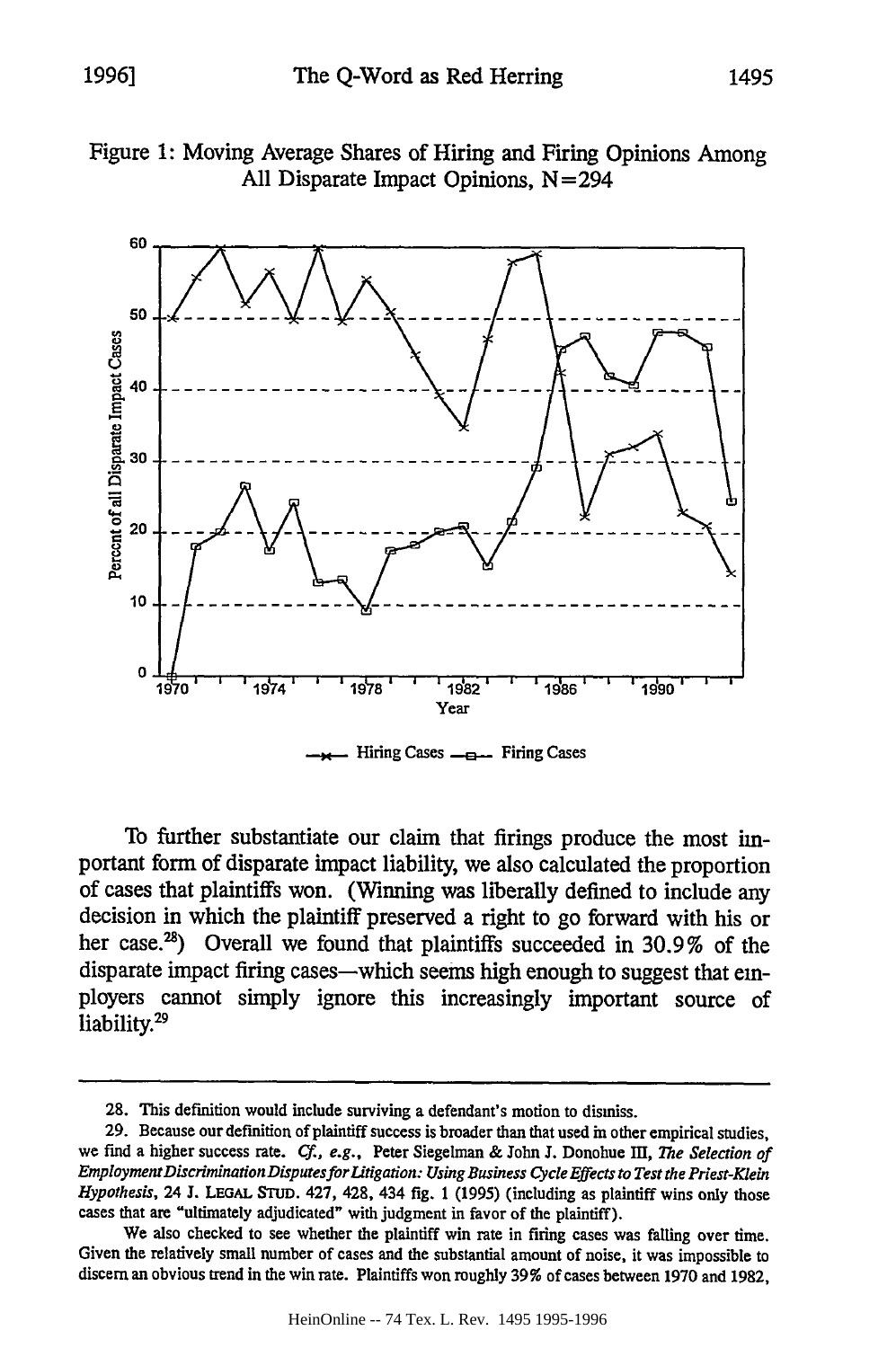Figure 1: Moving Average Shares of Hiring and Firing Opinions Among All Disparate Impact Opinions, N=294

To further substantiate our claim that firings produce the most important form of disparate impact liability, we also calculated the proportion of cases that plaintiffs won. (Winning was liberally defined to include any decision in which the plaintiff preserved a right to go forward with his or her case.[28]) Overall we found that plaintiffs succeeded in 30.9% of the disparate impact firing cases—which seems high enough to suggest that employers cannot simply ignore this increasingly important source of liability.[29]

---

28. This definition would include surviving a defendant's motion to dismiss.

29. Because our definition of plaintiff success is broader than that used in other empirical studies, we find a higher success rate. *Cf., e.g.*, Peter Siegelman & John J. Donohue III, *The Selection of Employment Discrimination Disputes for Litigation: Using Business Cycle Effects to Test the Priest-Klein Hypothesis*, 24 J. LEGAL STUD. 427, 428, 434 fig. 1 (1995) (including as plaintiff wins only those cases that are "ultimately adjudicated" with judgment in favor of the plaintiff).

We also checked to see whether the plaintiff win rate in firing cases was falling over time. Given the relatively small number of cases and the substantial amount of noise, it was impossible to discern an obvious trend in the win rate. Plaintiffs won roughly 39% of cases between 1970 and 1982,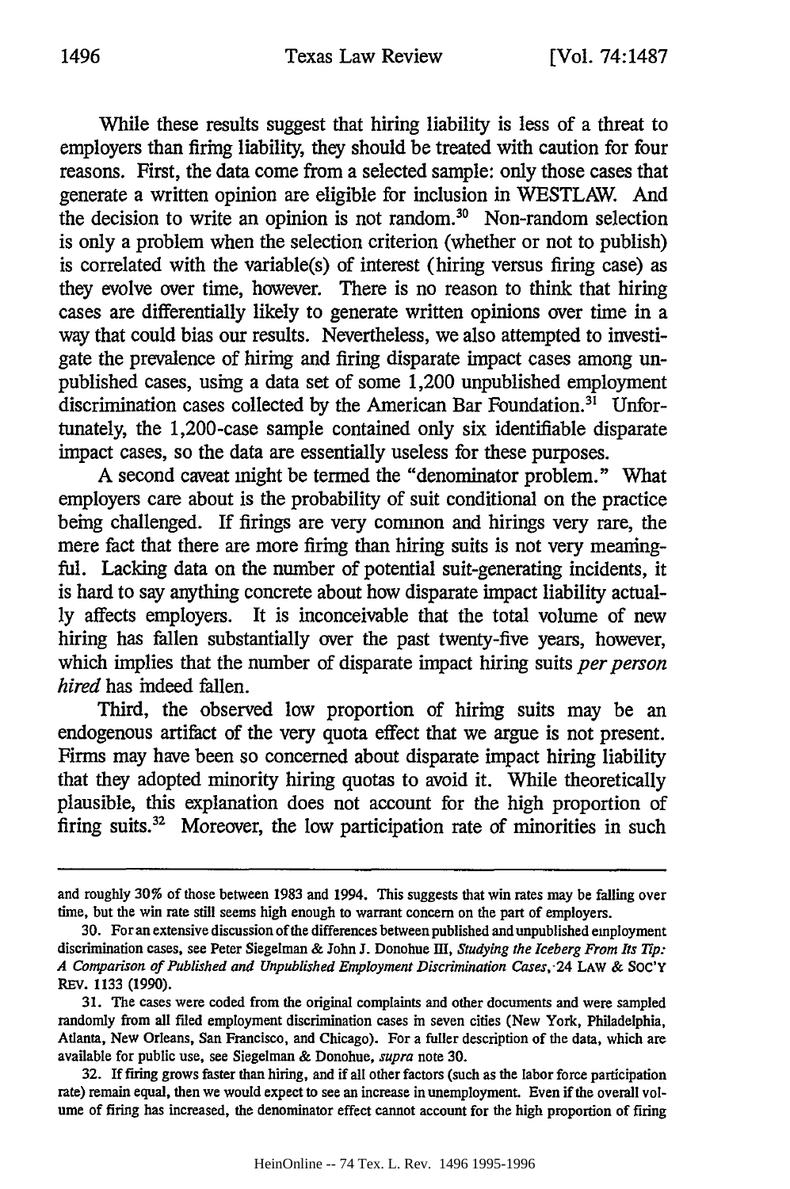While these results suggest that hiring liability is less of a threat to employers than firing liability, they should be treated with caution for four reasons. First, the data come from a selected sample: only those cases that generate a written opinion are eligible for inclusion in WESTLAW. And the decision to write an opinion is not random.[30] Non-random selection is only a problem when the selection criterion (whether or not to publish) is correlated with the variable(s) of interest (hiring versus firing case) as they evolve over time, however. There is no reason to think that hiring cases are differentially likely to generate written opinions over time in a way that could bias our results. Nevertheless, we also attempted to investigate the prevalence of hiring and firing disparate impact cases among unpublished cases, using a data set of some 1,200 unpublished employment discrimination cases collected by the American Bar Foundation.[31] Unfortunately, the 1,200-case sample contained only six identifiable disparate impact cases, so the data are essentially useless for these purposes.

A second caveat might be termed the "denominator problem." What employers care about is the probability of suit conditional on the practice being challenged. If firings are very common and hirings very rare, the mere fact that there are more firing than hiring suits is not very meaningful. Lacking data on the number of potential suit-generating incidents, it is hard to say anything concrete about how disparate impact liability actually affects employers. It is inconceivable that the total volume of new hiring has fallen substantially over the past twenty-five years, however, which implies that the number of disparate impact hiring suits *per person hired* has indeed fallen.

Third, the observed low proportion of hiring suits may be an endogenous artifact of the very quota effect that we argue is not present. Firms may have been so concerned about disparate impact hiring liability that they adopted minority hiring quotas to avoid it. While theoretically plausible, this explanation does not account for the high proportion of firing suits.[32] Moreover, the low participation rate of minorities in such

---

and roughly 30% of those between 1983 and 1994. This suggests that win rates may be falling over time, but the win rate still seems high enough to warrant concern on the part of employers.

30. For an extensive discussion of the differences between published and unpublished employment discrimination cases, see Peter Siegelman & John J. Donohue III, *Studying the Iceberg From Its Tip: A Comparison of Published and Unpublished Employment Discrimination Cases*, 24 LAW & SOC'Y REV. 1133 (1990).

31. The cases were coded from the original complaints and other documents and were sampled randomly from all filed employment discrimination cases in seven cities (New York, Philadelphia, Atlanta, New Orleans, San Francisco, and Chicago). For a fuller description of the data, which are available for public use, see Siegelman & Donohue, *supra* note 30.

32. If firing grows faster than hiring, and if all other factors (such as the labor force participation rate) remain equal, then we would expect to see an increase in unemployment. Even if the overall volume of firing has increased, the denominator effect cannot account for the high proportion of firing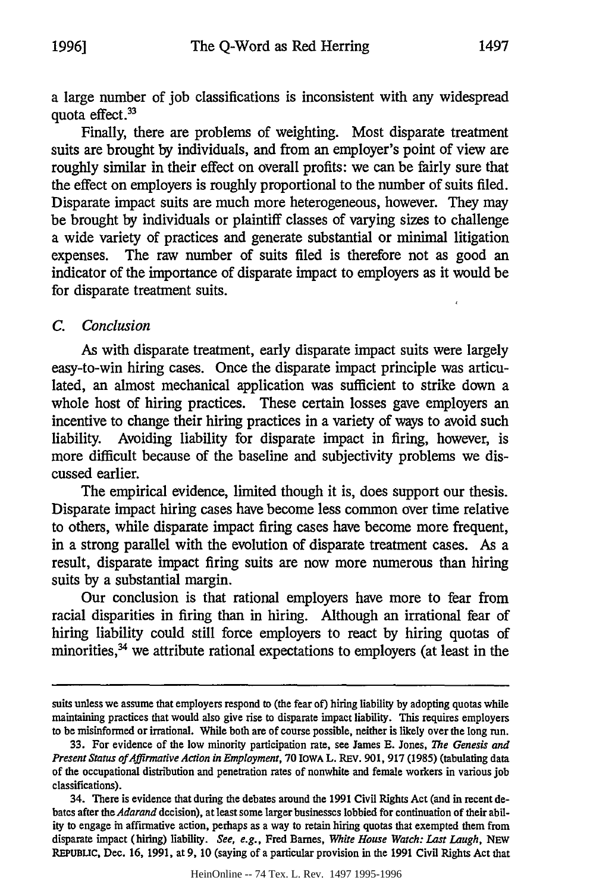a large number of job classifications is inconsistent with any widespread quota effect.[33]

Finally, there are problems of weighting. Most disparate treatment suits are brought by individuals, and from an employer's point of view are roughly similar in their effect on overall profits: we can be fairly sure that the effect on employers is roughly proportional to the number of suits filed. Disparate impact suits are much more heterogeneous, however. They may be brought by individuals or plaintiff classes of varying sizes to challenge a wide variety of practices and generate substantial or minimal litigation expenses. The raw number of suits filed is therefore not as good an indicator of the importance of disparate impact to employers as it would be for disparate treatment suits.

### C. *Conclusion*

As with disparate treatment, early disparate impact suits were largely easy-to-win hiring cases. Once the disparate impact principle was articulated, an almost mechanical application was sufficient to strike down a whole host of hiring practices. These certain losses gave employers an incentive to change their hiring practices in a variety of ways to avoid such liability. Avoiding liability for disparate impact in firing, however, is more difficult because of the baseline and subjectivity problems we discussed earlier.

The empirical evidence, limited though it is, does support our thesis. Disparate impact hiring cases have become less common over time relative to others, while disparate impact firing cases have become more frequent, in a strong parallel with the evolution of disparate treatment cases. As a result, disparate impact firing suits are now more numerous than hiring suits by a substantial margin.

Our conclusion is that rational employers have more to fear from racial disparities in firing than in hiring. Although an irrational fear of hiring liability could still force employers to react by hiring quotas of minorities,[34] we attribute rational expectations to employers (at least in the

---

suits unless we assume that employers respond to (the fear of) hiring liability by adopting quotas while maintaining practices that would also give rise to disparate impact liability. This requires employers to be misinformed or irrational. While both are of course possible, neither is likely over the long run.

33. For evidence of the low minority participation rate, see James E. Jones, *The Genesis and Present Status of Affirmative Action in Employment*, 70 IOWA L. REV. 901, 917 (1985) (tabulating data of the occupational distribution and penetration rates of nonwhite and female workers in various job classifications).

34. There is evidence that during the debates around the 1991 Civil Rights Act (and in recent debates after the *Adarand* decision), at least some larger businesses lobbied for continuation of their ability to engage in affirmative action, perhaps as a way to retain hiring quotas that exempted them from disparate impact (hiring) liability. *See, e.g.*, Fred Barnes, *White House Watch: Last Laugh*, NEW REPUBLIC, Dec. 16, 1991, at 9, 10 (saying of a particular provision in the 1991 Civil Rights Act that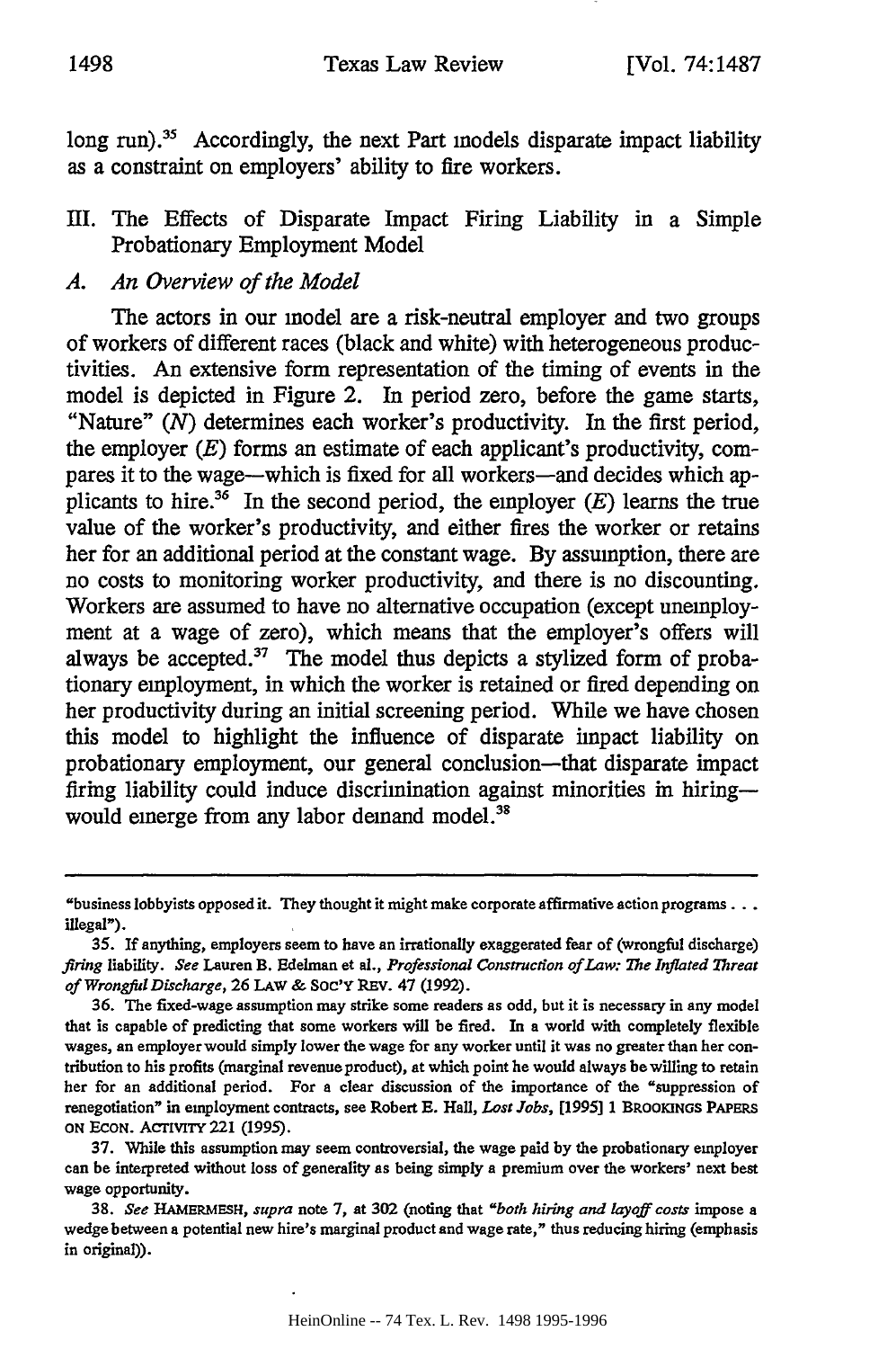long run).[35] Accordingly, the next Part models disparate impact liability as a constraint on employers' ability to fire workers.

## III. The Effects of Disparate Impact Firing Liability in a Simple Probationary Employment Model

### A. *An Overview of the Model*

The actors in our model are a risk-neutral employer and two groups of workers of different races (black and white) with heterogeneous productivities. An extensive form representation of the timing of events in the model is depicted in Figure 2. In period zero, before the game starts, "Nature" ($N$) determines each worker's productivity. In the first period, the employer ($E$) forms an estimate of each applicant's productivity, compares it to the wage—which is fixed for all workers—and decides which applicants to hire.[36] In the second period, the employer ($E$) learns the true value of the worker's productivity, and either fires the worker or retains her for an additional period at the constant wage. By assumption, there are no costs to monitoring worker productivity, and there is no discounting. Workers are assumed to have no alternative occupation (except unemployment at a wage of zero), which means that the employer's offers will always be accepted.[37] The model thus depicts a stylized form of probationary employment, in which the worker is retained or fired depending on her productivity during an initial screening period. While we have chosen this model to highlight the influence of disparate impact liability on probationary employment, our general conclusion—that disparate impact firing liability could induce discrimination against minorities in hiring—would emerge from any labor demand model.[38]

---

"business lobbyists opposed it. They thought it might make corporate affirmative action programs . . . illegal").

35. If anything, employers seem to have an irrationally exaggerated fear of (wrongful discharge) *firing* liability. *See* Lauren B. Edelman et al., *Professional Construction of Law: The Inflated Threat of Wrongful Discharge*, 26 LAW & SOC'Y REV. 47 (1992).

36. The fixed-wage assumption may strike some readers as odd, but it is necessary in any model that is capable of predicting that some workers will be fired. In a world with completely flexible wages, an employer would simply lower the wage for any worker until it was no greater than her contribution to his profits (marginal revenue product), at which point he would always be willing to retain her for an additional period. For a clear discussion of the importance of the "suppression of renegotiation" in employment contracts, see Robert E. Hall, *Lost Jobs*, [1995] 1 BROOKINGS PAPERS ON ECON. ACTIVITY 221 (1995).

37. While this assumption may seem controversial, the wage paid by the probationary employer can be interpreted without loss of generality as being simply a premium over the workers' next best wage opportunity.

38. *See* HAMERMESH, *supra* note 7, at 302 (noting that "*both hiring and layoff costs* impose a wedge between a potential new hire's marginal product and wage rate," thus reducing hiring (emphasis in original)).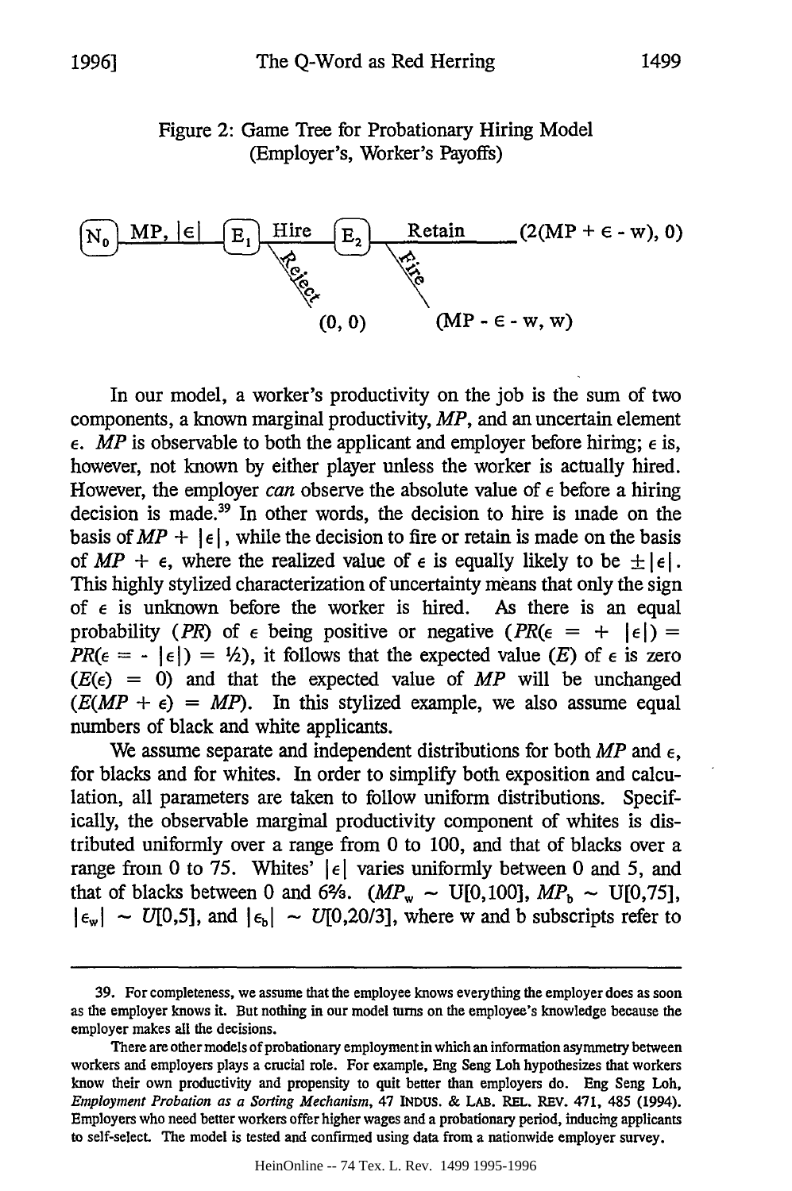Figure 2: Game Tree for Probationary Hiring Model (Employer's, Worker's Payoffs)

$N_0$ — MP, $|\epsilon|$ — $E_1$ — Hire — $E_2$ — Retain — $(2(MP + \epsilon - w), 0)$

$E_1$ — Reject — $(0, 0)$

$E_2$ — Fire — $(MP - \epsilon - w, w)$

In our model, a worker's productivity on the job is the sum of two components, a known marginal productivity, *MP*, and an uncertain element $\epsilon$. *MP* is observable to both the applicant and employer before hiring; $\epsilon$ is, however, not known by either player unless the worker is actually hired. However, the employer *can* observe the absolute value of $\epsilon$ before a hiring decision is made.[39] In other words, the decision to hire is made on the basis of $MP + |\epsilon|$, while the decision to fire or retain is made on the basis of $MP + \epsilon$, where the realized value of $\epsilon$ is equally likely to be $\pm|\epsilon|$. This highly stylized characterization of uncertainty means that only the sign of $\epsilon$ is unknown before the worker is hired. As there is an equal probability (*PR*) of $\epsilon$ being positive or negative ($PR(\epsilon = +|\epsilon|) = PR(\epsilon = -|\epsilon|) = \frac{1}{2}$), it follows that the expected value (*E*) of $\epsilon$ is zero ($E(\epsilon) = 0$) and that the expected value of *MP* will be unchanged ($E(MP + \epsilon) = MP$). In this stylized example, we also assume equal numbers of black and white applicants.

We assume separate and independent distributions for both *MP* and $\epsilon$, for blacks and for whites. In order to simplify both exposition and calculation, all parameters are taken to follow uniform distributions. Specifically, the observable marginal productivity component of whites is distributed uniformly over a range from 0 to 100, and that of blacks over a range from 0 to 75. Whites' $|\epsilon|$ varies uniformly between 0 and 5, and that of blacks between 0 and $6\frac{2}{3}$. ($MP_w \sim U[0,100]$, $MP_b \sim U[0,75]$, $|\epsilon_w| \sim U[0,5]$, and $|\epsilon_b| \sim U[0,20/3]$, where w and b subscripts refer to

---

39. For completeness, we assume that the employee knows everything the employer does as soon as the employer knows it. But nothing in our model turns on the employee's knowledge because the employer makes all the decisions.

There are other models of probationary employment in which an information asymmetry between workers and employers plays a crucial role. For example, Eng Seng Loh hypothesizes that workers know their own productivity and propensity to quit better than employers do. Eng Seng Loh, *Employment Probation as a Sorting Mechanism*, 47 INDUS. & LAB. REL. REV. 471, 485 (1994). Employers who need better workers offer higher wages and a probationary period, inducing applicants to self-select. The model is tested and confirmed using data from a nationwide employer survey.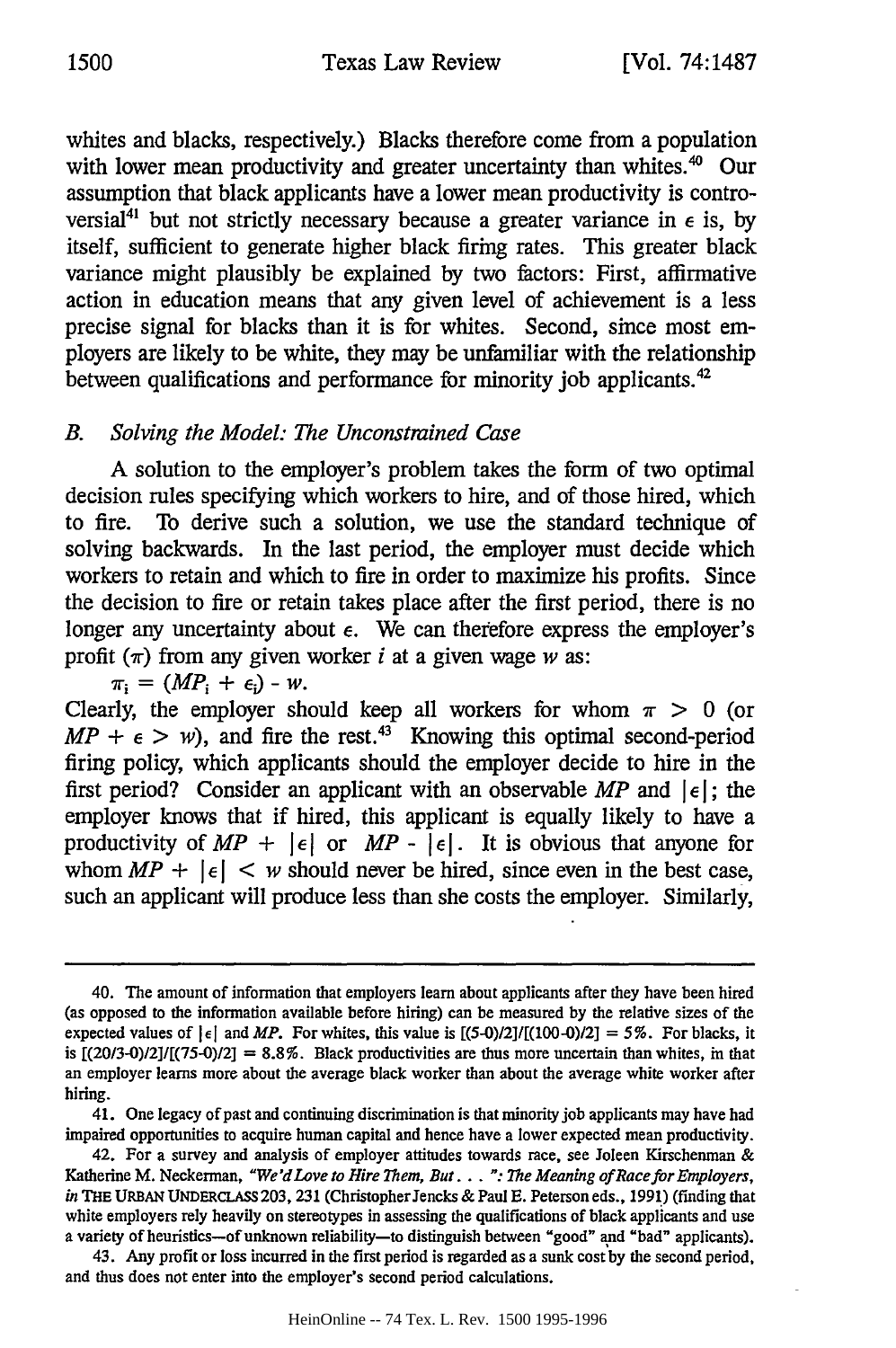whites and blacks, respectively.) Blacks therefore come from a population with lower mean productivity and greater uncertainty than whites.[40] Our assumption that black applicants have a lower mean productivity is controversial[41] but not strictly necessary because a greater variance in $\epsilon$ is, by itself, sufficient to generate higher black firing rates. This greater black variance might plausibly be explained by two factors: First, affirmative action in education means that any given level of achievement is a less precise signal for blacks than it is for whites. Second, since most employers are likely to be white, they may be unfamiliar with the relationship between qualifications and performance for minority job applicants.[42]

### *B. Solving the Model: The Unconstrained Case*

A solution to the employer's problem takes the form of two optimal decision rules specifying which workers to hire, and of those hired, which to fire. To derive such a solution, we use the standard technique of solving backwards. In the last period, the employer must decide which workers to retain and which to fire in order to maximize his profits. Since the decision to fire or retain takes place after the first period, there is no longer any uncertainty about $\epsilon$. We can therefore express the employer's profit ($\pi$) from any given worker $i$ at a given wage $w$ as:

$$\pi_i = (MP_i + \epsilon_i) - w.$$

Clearly, the employer should keep all workers for whom $\pi > 0$ (or $MP + \epsilon > w$), and fire the rest.[43] Knowing this optimal second-period firing policy, which applicants should the employer decide to hire in the first period? Consider an applicant with an observable $MP$ and $|\epsilon|$; the employer knows that if hired, this applicant is equally likely to have a productivity of $MP + |\epsilon|$ or $MP - |\epsilon|$. It is obvious that anyone for whom $MP + |\epsilon| < w$ should never be hired, since even in the best case, such an applicant will produce less than she costs the employer. Similarly,

---

40. The amount of information that employers learn about applicants after they have been hired (as opposed to the information available before hiring) can be measured by the relative sizes of the expected values of $|\epsilon|$ and $MP$. For whites, this value is $[(5\text{-}0)/2]/[(100\text{-}0)/2] = 5\%$. For blacks, it is $[(20/3\text{-}0)/2]/[(75\text{-}0)/2] = 8.8\%$. Black productivities are thus more uncertain than whites, in that an employer learns more about the average black worker than about the average white worker after hiring.

41. One legacy of past and continuing discrimination is that minority job applicants may have had impaired opportunities to acquire human capital and hence have a lower expected mean productivity.

42. For a survey and analysis of employer attitudes towards race, see Joleen Kirschenman & Katherine M. Neckerman, *"We'd Love to Hire Them, But . . . ": The Meaning of Race for Employers*, *in* THE URBAN UNDERCLASS 203, 231 (Christopher Jencks & Paul E. Peterson eds., 1991) (finding that white employers rely heavily on stereotypes in assessing the qualifications of black applicants and use a variety of heuristics—of unknown reliability—to distinguish between "good" and "bad" applicants).

43. Any profit or loss incurred in the first period is regarded as a sunk cost by the second period, and thus does not enter into the employer's second period calculations.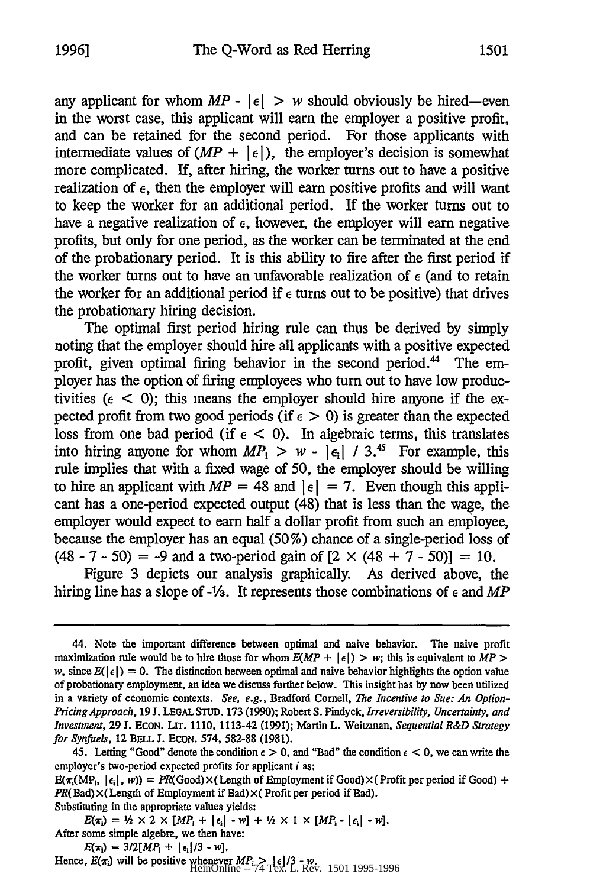any applicant for whom $MP - |\epsilon| > w$ should obviously be hired—even in the worst case, this applicant will earn the employer a positive profit, and can be retained for the second period. For those applicants with intermediate values of $(MP + |\epsilon|)$, the employer's decision is somewhat more complicated. If, after hiring, the worker turns out to have a positive realization of $\epsilon$, then the employer will earn positive profits and will want to keep the worker for an additional period. If the worker turns out to have a negative realization of $\epsilon$, however, the employer will earn negative profits, but only for one period, as the worker can be terminated at the end of the probationary period. It is this ability to fire after the first period if the worker turns out to have an unfavorable realization of $\epsilon$ (and to retain the worker for an additional period if $\epsilon$ turns out to be positive) that drives the probationary hiring decision.

The optimal first period hiring rule can thus be derived by simply noting that the employer should hire all applicants with a positive expected profit, given optimal firing behavior in the second period.[44] The employer has the option of firing employees who turn out to have low productivities ($\epsilon < 0$); this means the employer should hire anyone if the expected profit from two good periods (if $\epsilon > 0$) is greater than the expected loss from one bad period (if $\epsilon < 0$). In algebraic terms, this translates into hiring anyone for whom $MP_i > w - |\epsilon_i| / 3$.[45] For example, this rule implies that with a fixed wage of 50, the employer should be willing to hire an applicant with $MP = 48$ and $|\epsilon| = 7$. Even though this applicant has a one-period expected output (48) that is less than the wage, the employer would expect to earn half a dollar profit from such an employee, because the employer has an equal (50%) chance of a single-period loss of $(48 - 7 - 50) = -9$ and a two-period gain of $[2 \times (48 + 7 - 50)] = 10$.

Figure 3 depicts our analysis graphically. As derived above, the hiring line has a slope of $-1/3$. It represents those combinations of $\epsilon$ and $MP$

---

44. Note the important difference between optimal and naive behavior. The naive profit maximization rule would be to hire those for whom $E(MP + |\epsilon|) > w$; this is equivalent to $MP > w$, since $E(|\epsilon|) = 0$. The distinction between optimal and naive behavior highlights the option value of probationary employment, an idea we discuss further below. This insight has by now been utilized in a variety of economic contexts. *See, e.g.*, Bradford Cornell, *The Incentive to Sue: An Option-Pricing Approach*, 19 J. LEGAL STUD. 173 (1990); Robert S. Pindyck, *Irreversibility, Uncertainty, and Investment*, 29 J. ECON. LIT. 1110, 1113-42 (1991); Martin L. Weitzman, *Sequential R&D Strategy for Synfuels*, 12 BELL J. ECON. 574, 582-88 (1981).

45. Letting "Good" denote the condition $\epsilon > 0$, and "Bad" the condition $\epsilon < 0$, we can write the employer's two-period expected profits for applicant $i$ as:

$E(\pi_i(MP_i, |\epsilon_i|, w)) = PR(\text{Good}) \times (\text{Length of Employment if Good}) \times (\text{Profit per period if Good}) + PR(\text{Bad}) \times (\text{Length of Employment if Bad}) \times (\text{Profit per period if Bad})$.

Substituting in the appropriate values yields:

$$E(\pi_i) = 1/2 \times 2 \times [MP_i + |\epsilon_i| - w] + 1/2 \times 1 \times [MP_i - |\epsilon_i| - w].$$

After some simple algebra, we then have:

$$E(\pi_i) = 3/2[MP_i + |\epsilon_i|/3 - w].$$

Hence, $E(\pi_i)$ will be positive whenever $MP_i > |\epsilon|/3 - w$.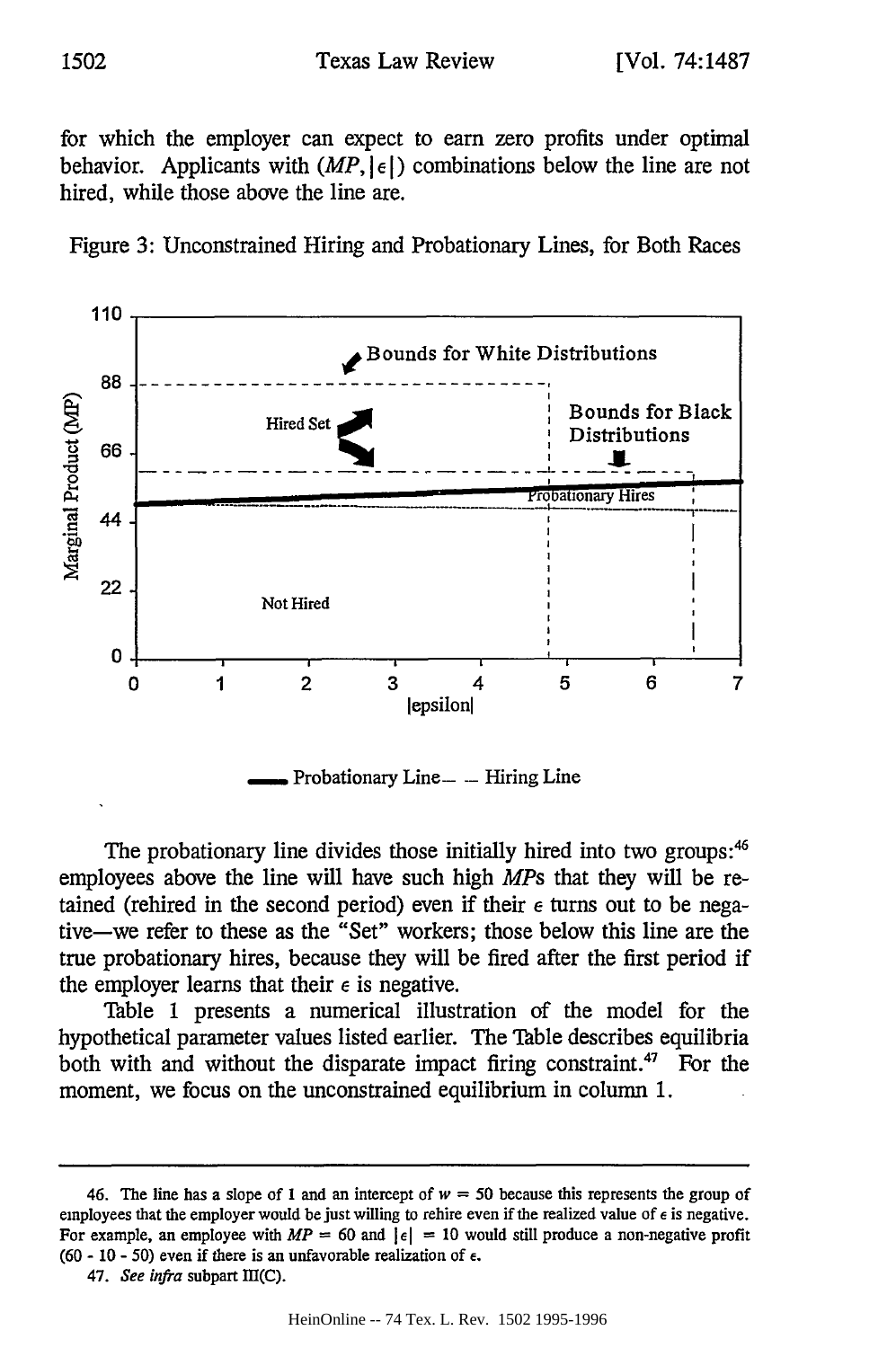for which the employer can expect to earn zero profits under optimal behavior. Applicants with $(MP, |\epsilon|)$ combinations below the line are not hired, while those above the line are.

Figure 3: Unconstrained Hiring and Probationary Lines, for Both Races

The probationary line divides those initially hired into two groups:[46] employees above the line will have such high *MP*s that they will be retained (rehired in the second period) even if their $\epsilon$ turns out to be negative—we refer to these as the "Set" workers; those below this line are the true probationary hires, because they will be fired after the first period if the employer learns that their $\epsilon$ is negative.

Table 1 presents a numerical illustration of the model for the hypothetical parameter values listed earlier. The Table describes equilibria both with and without the disparate impact firing constraint.[47] For the moment, we focus on the unconstrained equilibrium in column 1.

---

46. The line has a slope of 1 and an intercept of $w = 50$ because this represents the group of employees that the employer would be just willing to rehire even if the realized value of $\epsilon$ is negative. For example, an employee with $MP = 60$ and $|\epsilon| = 10$ would still produce a non-negative profit ($60 - 10 - 50$) even if there is an unfavorable realization of $\epsilon$.

47. *See infra* subpart III(C).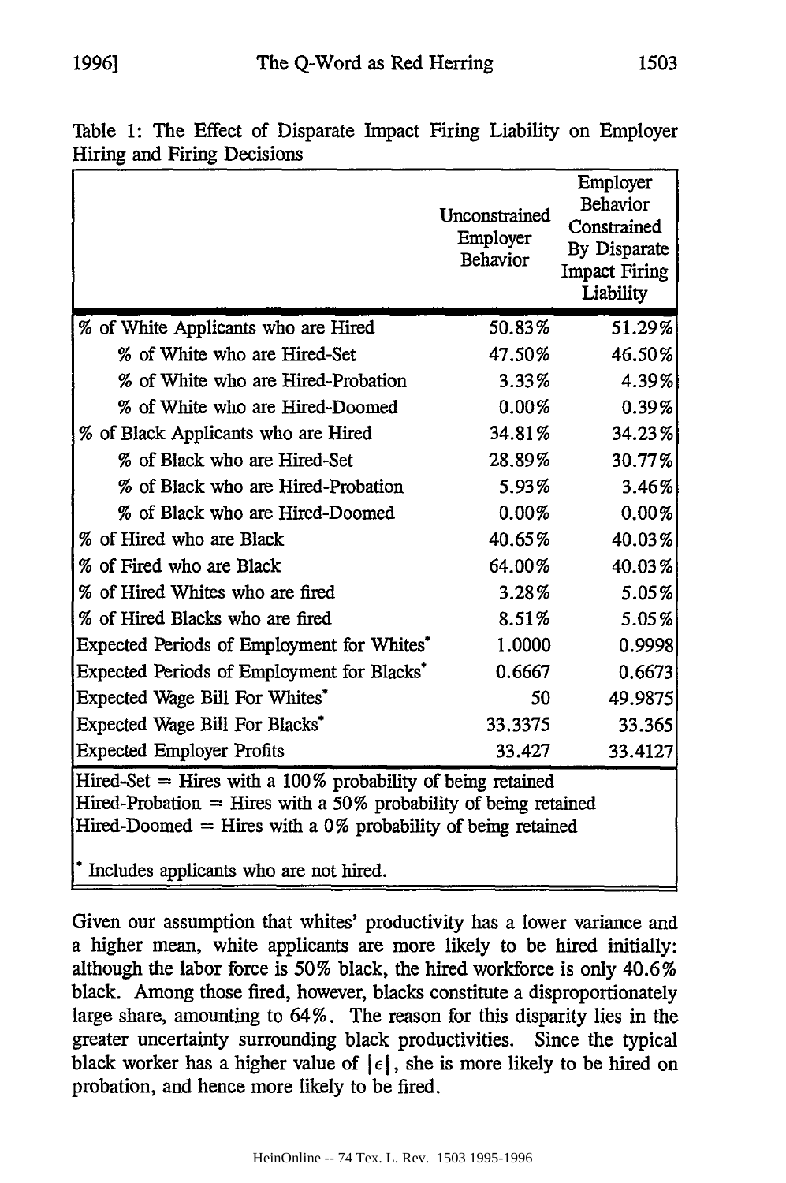Table 1: The Effect of Disparate Impact Firing Liability on Employer Hiring and Firing Decisions

| | Unconstrained Employer Behavior | Employer Behavior Constrained By Disparate Impact Firing Liability |
|---|---|---|
| % of White Applicants who are Hired | 50.83% | 51.29% |
| % of White who are Hired-Set | 47.50% | 46.50% |
| % of White who are Hired-Probation | 3.33% | 4.39% |
| % of White who are Hired-Doomed | 0.00% | 0.39% |
| % of Black Applicants who are Hired | 34.81% | 34.23% |
| % of Black who are Hired-Set | 28.89% | 30.77% |
| % of Black who are Hired-Probation | 5.93% | 3.46% |
| % of Black who are Hired-Doomed | 0.00% | 0.00% |
| % of Hired who are Black | 40.65% | 40.03% |
| % of Fired who are Black | 64.00% | 40.03% |
| % of Hired Whites who are fired | 3.28% | 5.05% |
| % of Hired Blacks who are fired | 8.51% | 5.05% |
| Expected Periods of Employment for Whites* | 1.0000 | 0.9998 |
| Expected Periods of Employment for Blacks* | 0.6667 | 0.6673 |
| Expected Wage Bill For Whites* | 50 | 49.9875 |
| Expected Wage Bill For Blacks* | 33.3375 | 33.365 |
| Expected Employer Profits | 33.427 | 33.4127 |

Hired-Set = Hires with a 100% probability of being retained
Hired-Probation = Hires with a 50% probability of being retained
Hired-Doomed = Hires with a 0% probability of being retained

* Includes applicants who are not hired.

Given our assumption that whites' productivity has a lower variance and a higher mean, white applicants are more likely to be hired initially: although the labor force is 50% black, the hired workforce is only 40.6% black. Among those fired, however, blacks constitute a disproportionately large share, amounting to 64%. The reason for this disparity lies in the greater uncertainty surrounding black productivities. Since the typical black worker has a higher value of $|\epsilon|$, she is more likely to be hired on probation, and hence more likely to be fired.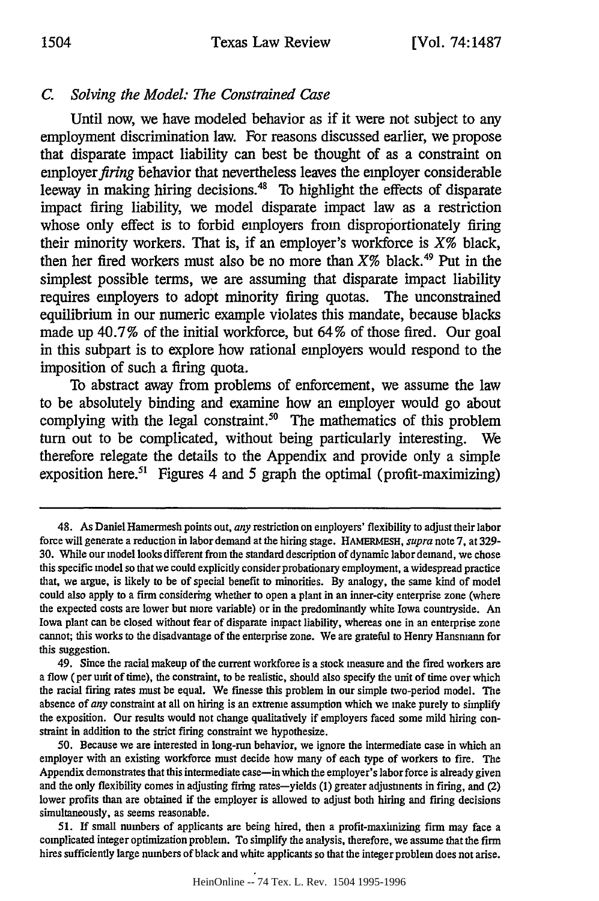### C. *Solving the Model: The Constrained Case*

Until now, we have modeled behavior as if it were not subject to any employment discrimination law. For reasons discussed earlier, we propose that disparate impact liability can best be thought of as a constraint on employer *firing* behavior that nevertheless leaves the employer considerable leeway in making hiring decisions.[48] To highlight the effects of disparate impact firing liability, we model disparate impact law as a restriction whose only effect is to forbid employers from disproportionately firing their minority workers. That is, if an employer's workforce is $X\%$ black, then her fired workers must also be no more than $X\%$ black.[49] Put in the simplest possible terms, we are assuming that disparate impact liability requires employers to adopt minority firing quotas. The unconstrained equilibrium in our numeric example violates this mandate, because blacks made up 40.7% of the initial workforce, but 64% of those fired. Our goal in this subpart is to explore how rational employers would respond to the imposition of such a firing quota.

To abstract away from problems of enforcement, we assume the law to be absolutely binding and examine how an employer would go about complying with the legal constraint.[50] The mathematics of this problem turn out to be complicated, without being particularly interesting. We therefore relegate the details to the Appendix and provide only a simple exposition here.[51] Figures 4 and 5 graph the optimal (profit-maximizing)

---

48. As Daniel Hamermesh points out, *any* restriction on employers' flexibility to adjust their labor force will generate a reduction in labor demand at the hiring stage. HAMERMESH, *supra* note 7, at 329-30. While our model looks different from the standard description of dynamic labor demand, we chose this specific model so that we could explicitly consider probationary employment, a widespread practice that, we argue, is likely to be of special benefit to minorities. By analogy, the same kind of model could also apply to a firm considering whether to open a plant in an inner-city enterprise zone (where the expected costs are lower but more variable) or in the predominantly white Iowa countryside. An Iowa plant can be closed without fear of disparate impact liability, whereas one in an enterprise zone cannot; this works to the disadvantage of the enterprise zone. We are grateful to Henry Hansmann for this suggestion.

49. Since the racial makeup of the current workforce is a stock measure and the fired workers are a flow (per unit of time), the constraint, to be realistic, should also specify the unit of time over which the racial firing rates must be equal. We finesse this problem in our simple two-period model. The absence of *any* constraint at all on hiring is an extreme assumption which we make purely to simplify the exposition. Our results would not change qualitatively if employers faced some mild hiring constraint in addition to the strict firing constraint we hypothesize.

50. Because we are interested in long-run behavior, we ignore the intermediate case in which an employer with an existing workforce must decide how many of each type of workers to fire. The Appendix demonstrates that this intermediate case—in which the employer's labor force is already given and the only flexibility comes in adjusting firing rates—yields (1) greater adjustments in firing, and (2) lower profits than are obtained if the employer is allowed to adjust both hiring and firing decisions simultaneously, as seems reasonable.

51. If small numbers of applicants are being hired, then a profit-maximizing firm may face a complicated integer optimization problem. To simplify the analysis, therefore, we assume that the firm hires sufficiently large numbers of black and white applicants so that the integer problem does not arise.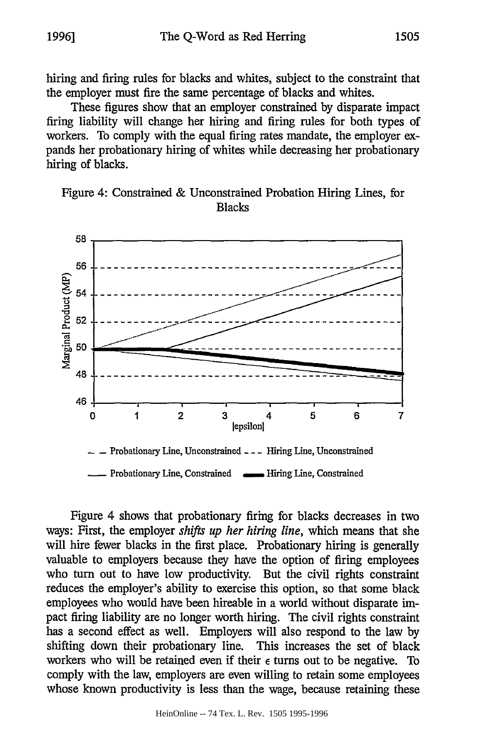hiring and firing rules for blacks and whites, subject to the constraint that the employer must fire the same percentage of blacks and whites.

These figures show that an employer constrained by disparate impact firing liability will change her hiring and firing rules for both types of workers. To comply with the equal firing rates mandate, the employer expands her probationary hiring of whites while decreasing her probationary hiring of blacks.

Figure 4: Constrained & Unconstrained Probation Hiring Lines, for Blacks

Figure 4 shows that probationary firing for blacks decreases in two ways: First, the employer *shifts up her hiring line*, which means that she will hire fewer blacks in the first place. Probationary hiring is generally valuable to employers because they have the option of firing employees who turn out to have low productivity. But the civil rights constraint reduces the employer's ability to exercise this option, so that some black employees who would have been hireable in a world without disparate impact firing liability are no longer worth hiring. The civil rights constraint has a second effect as well. Employers will also respond to the law by shifting down their probationary line. This increases the set of black workers who will be retained even if their $\epsilon$ turns out to be negative. To comply with the law, employers are even willing to retain some employees whose known productivity is less than the wage, because retaining these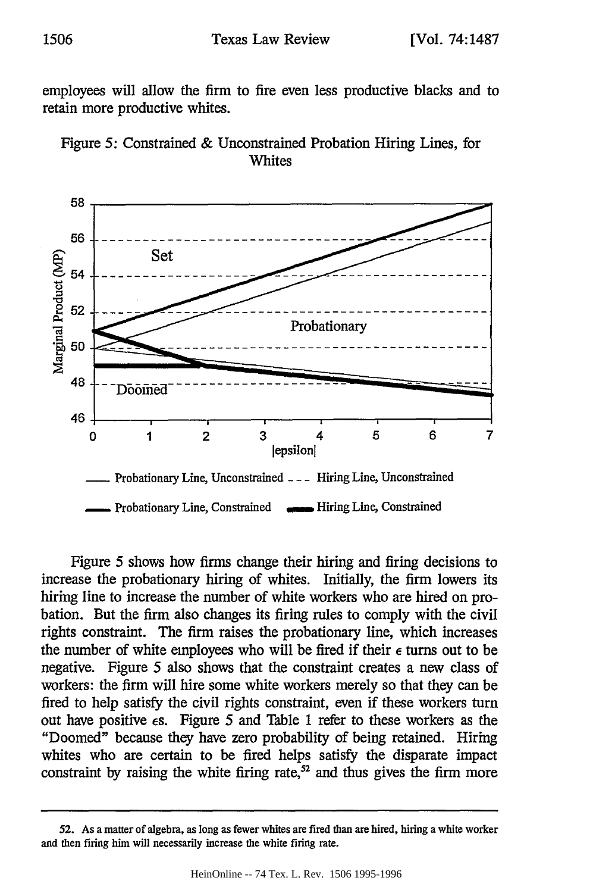employees will allow the firm to fire even less productive blacks and to retain more productive whites.

Figure 5: Constrained & Unconstrained Probation Hiring Lines, for Whites

Figure 5 shows how firms change their hiring and firing decisions to increase the probationary hiring of whites. Initially, the firm lowers its hiring line to increase the number of white workers who are hired on probation. But the firm also changes its firing rules to comply with the civil rights constraint. The firm raises the probationary line, which increases the number of white employees who will be fired if their $\epsilon$ turns out to be negative. Figure 5 also shows that the constraint creates a new class of workers: the firm will hire some white workers merely so that they can be fired to help satisfy the civil rights constraint, even if these workers turn out have positive $\epsilon$s. Figure 5 and Table 1 refer to these workers as the "Doomed" because they have zero probability of being retained. Hiring whites who are certain to be fired helps satisfy the disparate impact constraint by raising the white firing rate,[52] and thus gives the firm more

---

52. As a matter of algebra, as long as fewer whites are fired than are hired, hiring a white worker and then firing him will necessarily increase the white firing rate.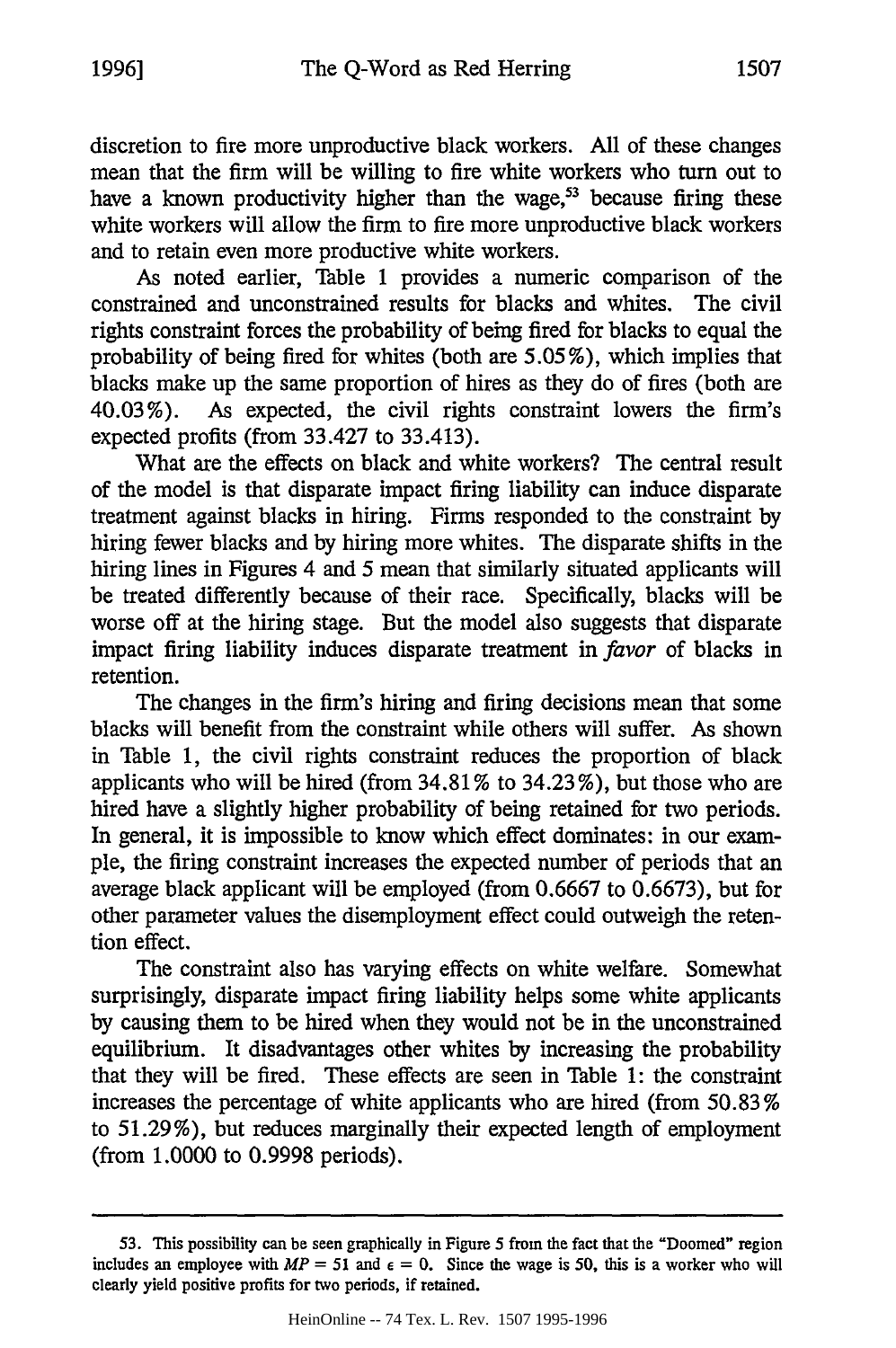discretion to fire more unproductive black workers. All of these changes mean that the firm will be willing to fire white workers who turn out to have a known productivity higher than the wage,[53] because firing these white workers will allow the firm to fire more unproductive black workers and to retain even more productive white workers.

As noted earlier, Table 1 provides a numeric comparison of the constrained and unconstrained results for blacks and whites. The civil rights constraint forces the probability of being fired for blacks to equal the probability of being fired for whites (both are 5.05%), which implies that blacks make up the same proportion of hires as they do of fires (both are 40.03%). As expected, the civil rights constraint lowers the firm's expected profits (from 33.427 to 33.413).

What are the effects on black and white workers? The central result of the model is that disparate impact firing liability can induce disparate treatment against blacks in hiring. Firms responded to the constraint by hiring fewer blacks and by hiring more whites. The disparate shifts in the hiring lines in Figures 4 and 5 mean that similarly situated applicants will be treated differently because of their race. Specifically, blacks will be worse off at the hiring stage. But the model also suggests that disparate impact firing liability induces disparate treatment in *favor* of blacks in retention.

The changes in the firm's hiring and firing decisions mean that some blacks will benefit from the constraint while others will suffer. As shown in Table 1, the civil rights constraint reduces the proportion of black applicants who will be hired (from 34.81% to 34.23%), but those who are hired have a slightly higher probability of being retained for two periods. In general, it is impossible to know which effect dominates: in our example, the firing constraint increases the expected number of periods that an average black applicant will be employed (from 0.6667 to 0.6673), but for other parameter values the disemployment effect could outweigh the retention effect.

The constraint also has varying effects on white welfare. Somewhat surprisingly, disparate impact firing liability helps some white applicants by causing them to be hired when they would not be in the unconstrained equilibrium. It disadvantages other whites by increasing the probability that they will be fired. These effects are seen in Table 1: the constraint increases the percentage of white applicants who are hired (from 50.83% to 51.29%), but reduces marginally their expected length of employment (from 1.0000 to 0.9998 periods).

---

53. This possibility can be seen graphically in Figure 5 from the fact that the "Doomed" region includes an employee with $MP = 51$ and $\epsilon = 0$. Since the wage is 50, this is a worker who will clearly yield positive profits for two periods, if retained.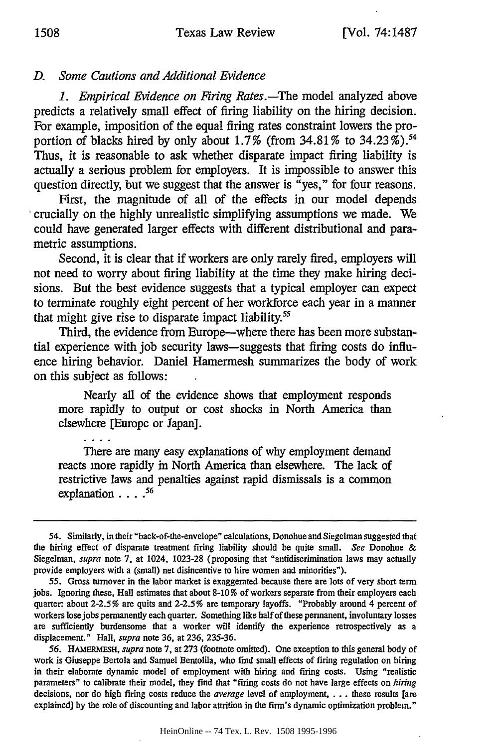### D. *Some Cautions and Additional Evidence*

1. *Empirical Evidence on Firing Rates.*—The model analyzed above predicts a relatively small effect of firing liability on the hiring decision. For example, imposition of the equal firing rates constraint lowers the proportion of blacks hired by only about 1.7% (from 34.81% to 34.23%).[54] Thus, it is reasonable to ask whether disparate impact firing liability is actually a serious problem for employers. It is impossible to answer this question directly, but we suggest that the answer is "yes," for four reasons.

First, the magnitude of all of the effects in our model depends crucially on the highly unrealistic simplifying assumptions we made. We could have generated larger effects with different distributional and parametric assumptions.

Second, it is clear that if workers are only rarely fired, employers will not need to worry about firing liability at the time they make hiring decisions. But the best evidence suggests that a typical employer can expect to terminate roughly eight percent of her workforce each year in a manner that might give rise to disparate impact liability.[55]

Third, the evidence from Europe—where there has been more substantial experience with job security laws—suggests that firing costs do influence hiring behavior. Daniel Hamermesh summarizes the body of work on this subject as follows:

> Nearly all of the evidence shows that employment responds more rapidly to output or cost shocks in North America than elsewhere [Europe or Japan].
>
> . . . .
>
> There are many easy explanations of why employment demand reacts more rapidly in North America than elsewhere. The lack of restrictive laws and penalties against rapid dismissals is a common explanation . . . .[56]

---

54. Similarly, in their "back-of-the-envelope" calculations, Donohue and Siegelman suggested that the hiring effect of disparate treatment firing liability should be quite small. *See* Donohue & Siegelman, *supra* note 7, at 1024, 1023-28 (proposing that "antidiscrimination laws may actually provide employers with a (small) net disincentive to hire women and minorities").

55. Gross turnover in the labor market is exaggerated because there are lots of very short term jobs. Ignoring these, Hall estimates that about 8-10% of workers separate from their employers each quarter: about 2-2.5% are quits and 2-2.5% are temporary layoffs. "Probably around 4 percent of workers lose jobs permanently each quarter. Something like half of these permanent, involuntary losses are sufficiently burdensome that a worker will identify the experience retrospectively as a displacement." Hall, *supra* note 36, at 236, 235-36.

56. HAMERMESH, *supra* note 7, at 273 (footnote omitted). One exception to this general body of work is Giuseppe Bertola and Samuel Bentolila, who find small effects of firing regulation on hiring in their elaborate dynamic model of employment with hiring and firing costs. Using "realistic parameters" to calibrate their model, they find that "firing costs do not have large effects on *hiring* decisions, nor do high firing costs reduce the *average* level of employment, . . . these results [are explained] by the role of discounting and labor attrition in the firm's dynamic optimization problem."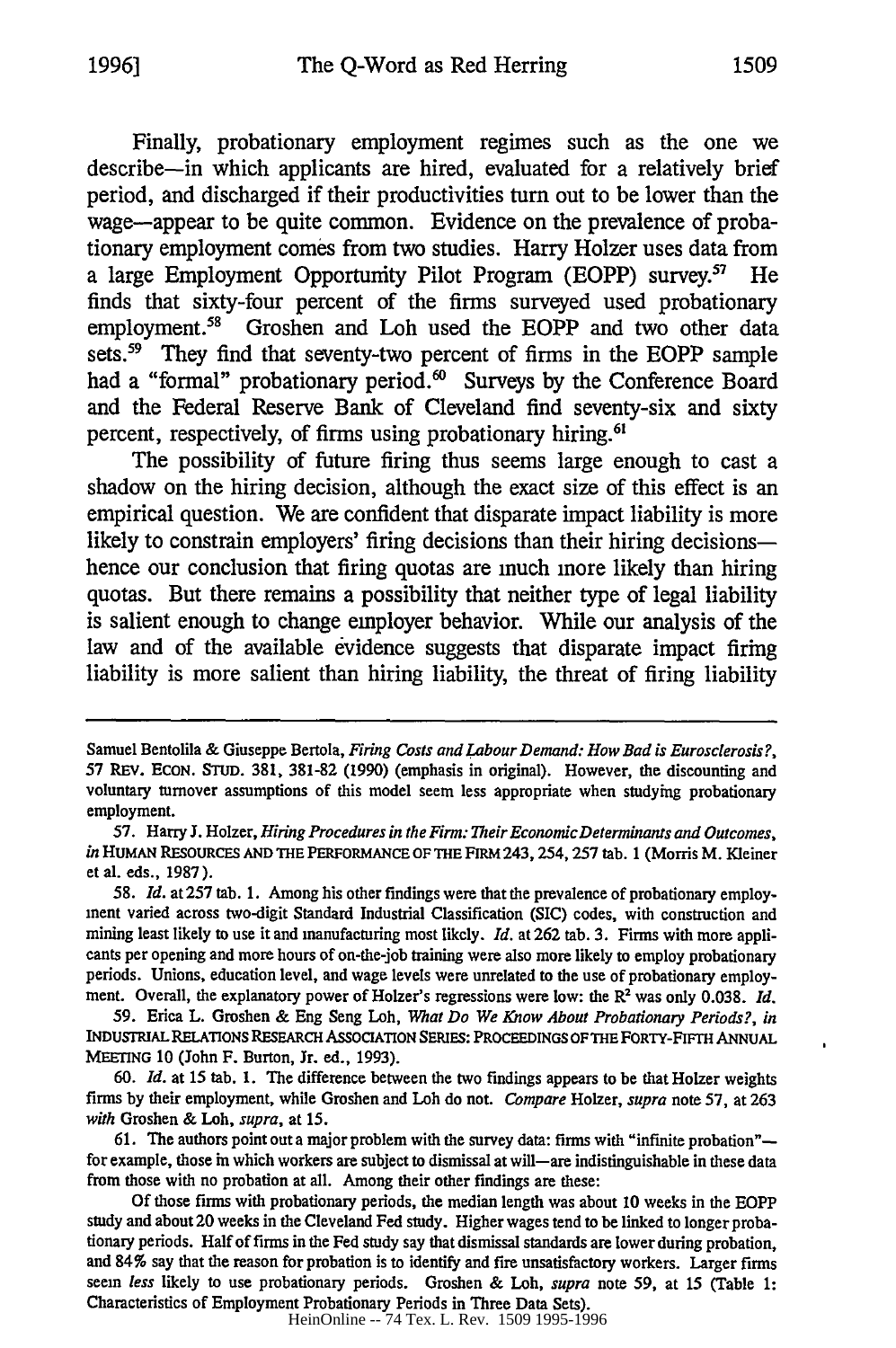Finally, probationary employment regimes such as the one we describe—in which applicants are hired, evaluated for a relatively brief period, and discharged if their productivities turn out to be lower than the wage—appear to be quite common. Evidence on the prevalence of probationary employment comes from two studies. Harry Holzer uses data from a large Employment Opportunity Pilot Program (EOPP) survey.[57] He finds that sixty-four percent of the firms surveyed used probationary employment.[58] Groshen and Loh used the EOPP and two other data sets.[59] They find that seventy-two percent of firms in the EOPP sample had a "formal" probationary period.[60] Surveys by the Conference Board and the Federal Reserve Bank of Cleveland find seventy-six and sixty percent, respectively, of firms using probationary hiring.[61]

The possibility of future firing thus seems large enough to cast a shadow on the hiring decision, although the exact size of this effect is an empirical question. We are confident that disparate impact liability is more likely to constrain employers' firing decisions than their hiring decisions—hence our conclusion that firing quotas are much more likely than hiring quotas. But there remains a possibility that neither type of legal liability is salient enough to change employer behavior. While our analysis of the law and of the available evidence suggests that disparate impact firing liability is more salient than hiring liability, the threat of firing liability

---

Samuel Bentolila & Giuseppe Bertola, *Firing Costs and Labour Demand: How Bad is Eurosclerosis?*, 57 REV. ECON. STUD. 381, 381-82 (1990) (emphasis in original). However, the discounting and voluntary turnover assumptions of this model seem less appropriate when studying probationary employment.

57. Harry J. Holzer, *Hiring Procedures in the Firm: Their Economic Determinants and Outcomes*, *in* HUMAN RESOURCES AND THE PERFORMANCE OF THE FIRM 243, 254, 257 tab. 1 (Morris M. Kleiner et al. eds., 1987).

58. *Id.* at 257 tab. 1. Among his other findings were that the prevalence of probationary employment varied across two-digit Standard Industrial Classification (SIC) codes, with construction and mining least likely to use it and manufacturing most likely. *Id.* at 262 tab. 3. Firms with more applicants per opening and more hours of on-the-job training were also more likely to employ probationary periods. Unions, education level, and wage levels were unrelated to the use of probationary employment. Overall, the explanatory power of Holzer's regressions were low: the $R^2$ was only 0.038. *Id.*

59. Erica L. Groshen & Eng Seng Loh, *What Do We Know About Probationary Periods?*, *in* INDUSTRIAL RELATIONS RESEARCH ASSOCIATION SERIES: PROCEEDINGS OF THE FORTY-FIFTH ANNUAL MEETING 10 (John F. Burton, Jr. ed., 1993).

60. *Id.* at 15 tab. 1. The difference between the two findings appears to be that Holzer weights firms by their employment, while Groshen and Loh do not. *Compare* Holzer, *supra* note 57, at 263 *with* Groshen & Loh, *supra*, at 15.

61. The authors point out a major problem with the survey data: firms with "infinite probation"—for example, those in which workers are subject to dismissal at will—are indistinguishable in these data from those with no probation at all. Among their other findings are these:

Of those firms with probationary periods, the median length was about 10 weeks in the EOPP study and about 20 weeks in the Cleveland Fed study. Higher wages tend to be linked to longer probationary periods. Half of firms in the Fed study say that dismissal standards are lower during probation, and 84% say that the reason for probation is to identify and fire unsatisfactory workers. Larger firms seem *less* likely to use probationary periods. Groshen & Loh, *supra* note 59, at 15 (Table 1: Characteristics of Employment Probationary Periods in Three Data Sets).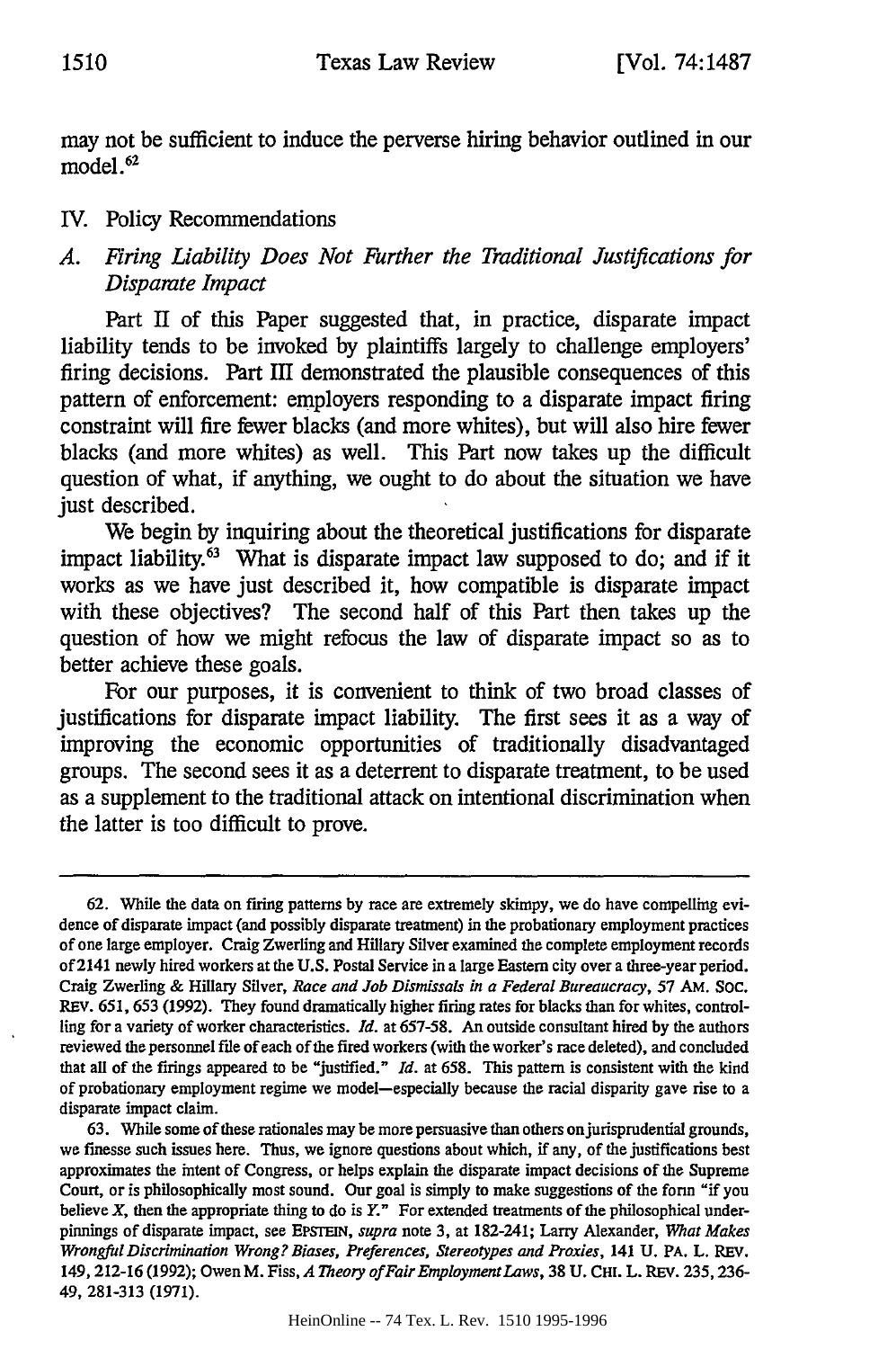may not be sufficient to induce the perverse hiring behavior outlined in our model.[62]

## IV. Policy Recommendations

### A. *Firing Liability Does Not Further the Traditional Justifications for Disparate Impact*

Part II of this Paper suggested that, in practice, disparate impact liability tends to be invoked by plaintiffs largely to challenge employers' firing decisions. Part III demonstrated the plausible consequences of this pattern of enforcement: employers responding to a disparate impact firing constraint will fire fewer blacks (and more whites), but will also hire fewer blacks (and more whites) as well. This Part now takes up the difficult question of what, if anything, we ought to do about the situation we have just described.

We begin by inquiring about the theoretical justifications for disparate impact liability.[63] What is disparate impact law supposed to do; and if it works as we have just described it, how compatible is disparate impact with these objectives? The second half of this Part then takes up the question of how we might refocus the law of disparate impact so as to better achieve these goals.

For our purposes, it is convenient to think of two broad classes of justifications for disparate impact liability. The first sees it as a way of improving the economic opportunities of traditionally disadvantaged groups. The second sees it as a deterrent to disparate treatment, to be used as a supplement to the traditional attack on intentional discrimination when the latter is too difficult to prove.

---

62. While the data on firing patterns by race are extremely skimpy, we do have compelling evidence of disparate impact (and possibly disparate treatment) in the probationary employment practices of one large employer. Craig Zwerling and Hillary Silver examined the complete employment records of 2141 newly hired workers at the U.S. Postal Service in a large Eastern city over a three-year period. Craig Zwerling & Hillary Silver, *Race and Job Dismissals in a Federal Bureaucracy*, 57 AM. SOC. REV. 651, 653 (1992). They found dramatically higher firing rates for blacks than for whites, controlling for a variety of worker characteristics. *Id.* at 657-58. An outside consultant hired by the authors reviewed the personnel file of each of the fired workers (with the worker's race deleted), and concluded that all of the firings appeared to be "justified." *Id.* at 658. This pattern is consistent with the kind of probationary employment regime we model—especially because the racial disparity gave rise to a disparate impact claim.

63. While some of these rationales may be more persuasive than others on jurisprudential grounds, we finesse such issues here. Thus, we ignore questions about which, if any, of the justifications best approximates the intent of Congress, or helps explain the disparate impact decisions of the Supreme Court, or is philosophically most sound. Our goal is simply to make suggestions of the form "if you believe *X*, then the appropriate thing to do is *Y*." For extended treatments of the philosophical underpinnings of disparate impact, see EPSTEIN, *supra* note 3, at 182-241; Larry Alexander, *What Makes Wrongful Discrimination Wrong? Biases, Preferences, Stereotypes and Proxies*, 141 U. PA. L. REV. 149, 212-16 (1992); Owen M. Fiss, *A Theory of Fair Employment Laws*, 38 U. CHI. L. REV. 235, 236-49, 281-313 (1971).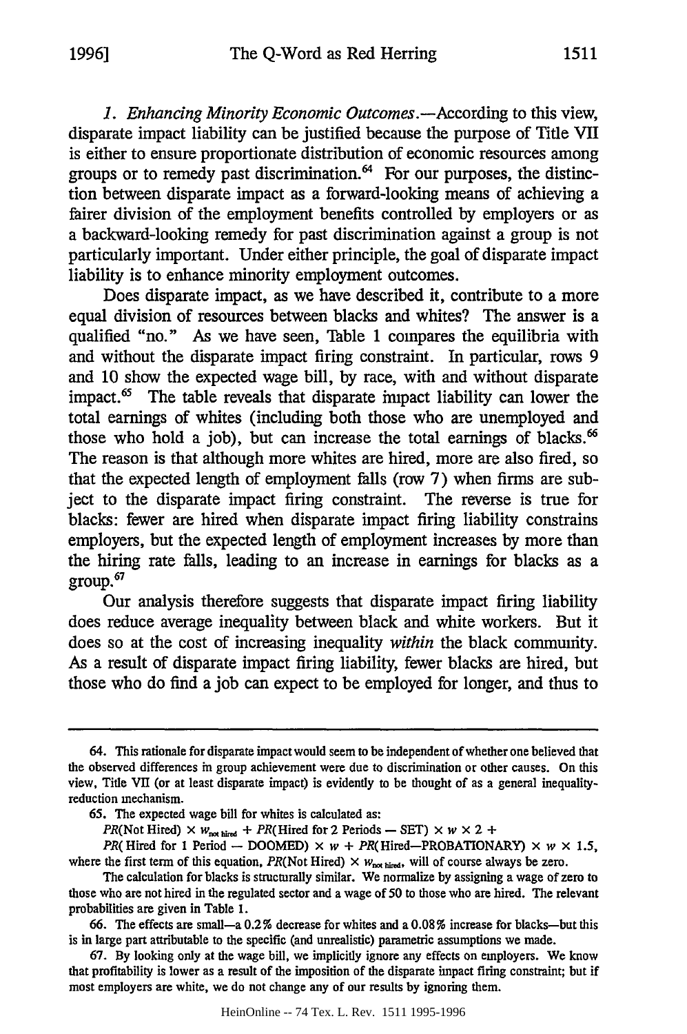*1. Enhancing Minority Economic Outcomes.*—According to this view, disparate impact liability can be justified because the purpose of Title VII is either to ensure proportionate distribution of economic resources among groups or to remedy past discrimination.[64] For our purposes, the distinction between disparate impact as a forward-looking means of achieving a fairer division of the employment benefits controlled by employers or as a backward-looking remedy for past discrimination against a group is not particularly important. Under either principle, the goal of disparate impact liability is to enhance minority employment outcomes.

Does disparate impact, as we have described it, contribute to a more equal division of resources between blacks and whites? The answer is a qualified "no." As we have seen, Table 1 compares the equilibria with and without the disparate impact firing constraint. In particular, rows 9 and 10 show the expected wage bill, by race, with and without disparate impact.[65] The table reveals that disparate impact liability can lower the total earnings of whites (including both those who are unemployed and those who hold a job), but can increase the total earnings of blacks.[66] The reason is that although more whites are hired, more are also fired, so that the expected length of employment falls (row 7) when firms are subject to the disparate impact firing constraint. The reverse is true for blacks: fewer are hired when disparate impact firing liability constrains employers, but the expected length of employment increases by more than the hiring rate falls, leading to an increase in earnings for blacks as a group.[67]

Our analysis therefore suggests that disparate impact firing liability does reduce average inequality between black and white workers. But it does so at the cost of increasing inequality *within* the black community. As a result of disparate impact firing liability, fewer blacks are hired, but those who do find a job can expect to be employed for longer, and thus to

---

64. This rationale for disparate impact would seem to be independent of whether one believed that the observed differences in group achievement were due to discrimination or other causes. On this view, Title VII (or at least disparate impact) is evidently to be thought of as a general inequality-reduction mechanism.

65. The expected wage bill for whites is calculated as:

$PR(\text{Not Hired}) \times w_{\text{not hired}} + PR(\text{Hired for 2 Periods — SET}) \times w \times 2 +$

$PR(\text{Hired for 1 Period — DOOMED}) \times w + PR(\text{Hired—PROBATIONARY}) \times w \times 1.5,$

where the first term of this equation, $PR(\text{Not Hired}) \times w_{\text{not hired}}$, will of course always be zero.

The calculation for blacks is structurally similar. We normalize by assigning a wage of zero to those who are not hired in the regulated sector and a wage of 50 to those who are hired. The relevant probabilities are given in Table 1.

66. The effects are small—a 0.2% decrease for whites and a 0.08% increase for blacks—but this is in large part attributable to the specific (and unrealistic) parametric assumptions we made.

67. By looking only at the wage bill, we implicitly ignore any effects on employers. We know that profitability is lower as a result of the imposition of the disparate impact firing constraint; but if most employers are white, we do not change any of our results by ignoring them.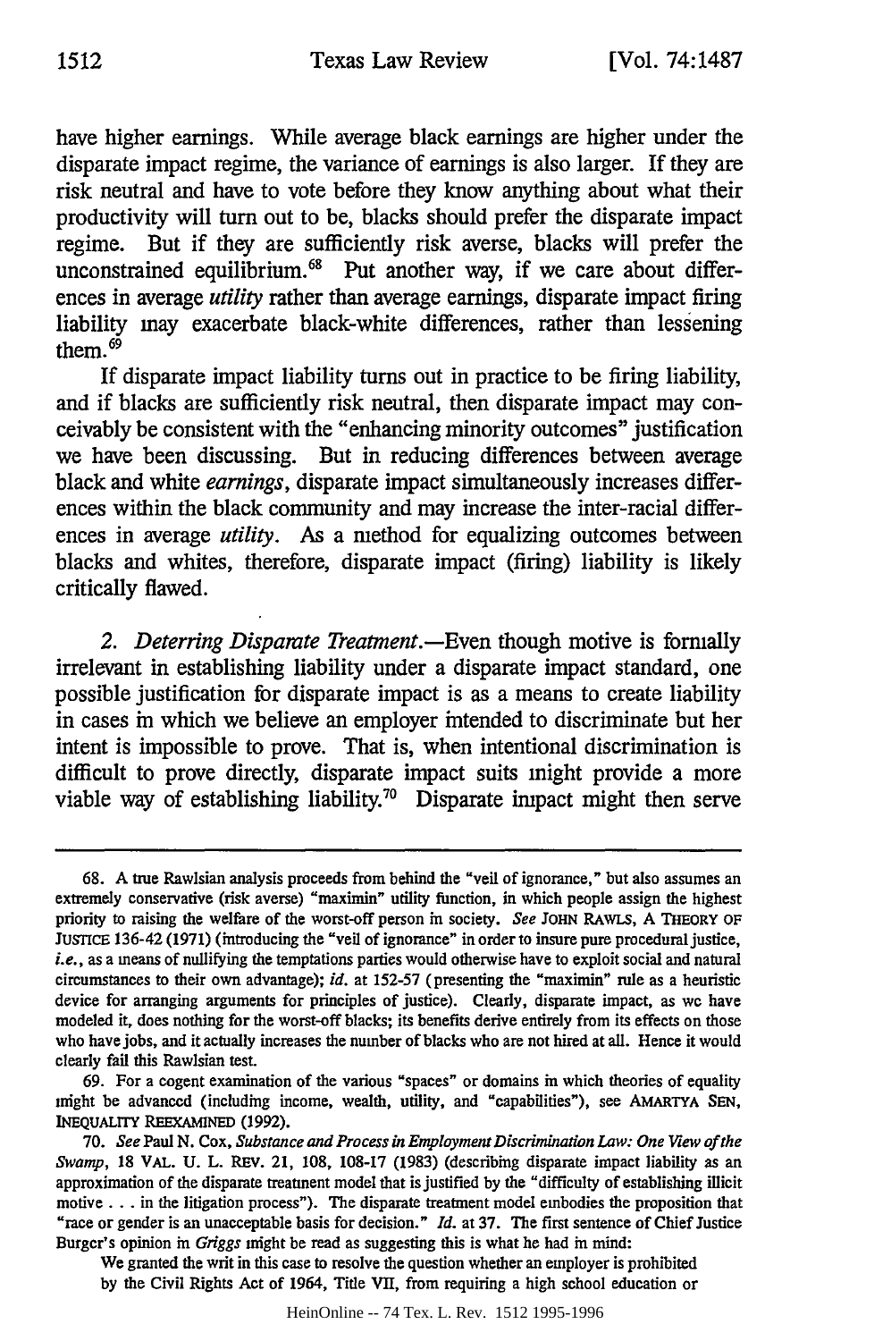have higher earnings. While average black earnings are higher under the disparate impact regime, the variance of earnings is also larger. If they are risk neutral and have to vote before they know anything about what their productivity will turn out to be, blacks should prefer the disparate impact regime. But if they are sufficiently risk averse, blacks will prefer the unconstrained equilibrium.[68] Put another way, if we care about differences in average *utility* rather than average earnings, disparate impact firing liability may exacerbate black-white differences, rather than lessening them.[69]

If disparate impact liability turns out in practice to be firing liability, and if blacks are sufficiently risk neutral, then disparate impact may conceivably be consistent with the "enhancing minority outcomes" justification we have been discussing. But in reducing differences between average black and white *earnings*, disparate impact simultaneously increases differences within the black community and may increase the inter-racial differences in average *utility*. As a method for equalizing outcomes between blacks and whites, therefore, disparate impact (firing) liability is likely critically flawed.

*2. Deterring Disparate Treatment.*—Even though motive is formally irrelevant in establishing liability under a disparate impact standard, one possible justification for disparate impact is as a means to create liability in cases in which we believe an employer intended to discriminate but her intent is impossible to prove. That is, when intentional discrimination is difficult to prove directly, disparate impact suits might provide a more viable way of establishing liability.[70] Disparate impact might then serve

---

68. A true Rawlsian analysis proceeds from behind the "veil of ignorance," but also assumes an extremely conservative (risk averse) "maximin" utility function, in which people assign the highest priority to raising the welfare of the worst-off person in society. *See* JOHN RAWLS, A THEORY OF JUSTICE 136-42 (1971) (introducing the "veil of ignorance" in order to insure pure procedural justice, *i.e.*, as a means of nullifying the temptations parties would otherwise have to exploit social and natural circumstances to their own advantage); *id.* at 152-57 (presenting the "maximin" rule as a heuristic device for arranging arguments for principles of justice). Clearly, disparate impact, as we have modeled it, does nothing for the worst-off blacks; its benefits derive entirely from its effects on those who have jobs, and it actually increases the number of blacks who are not hired at all. Hence it would clearly fail this Rawlsian test.

69. For a cogent examination of the various "spaces" or domains in which theories of equality might be advanced (including income, wealth, utility, and "capabilities"), see AMARTYA SEN, INEQUALITY REEXAMINED (1992).

70. *See* Paul N. Cox, *Substance and Process in Employment Discrimination Law: One View of the Swamp*, 18 VAL. U. L. REV. 21, 108, 108-17 (1983) (describing disparate impact liability as an approximation of the disparate treatment model that is justified by the "difficulty of establishing illicit motive . . . in the litigation process"). The disparate treatment model embodies the proposition that "race or gender is an unacceptable basis for decision." *Id.* at 37. The first sentence of Chief Justice Burger's opinion in *Griggs* might be read as suggesting this is what he had in mind:

> We granted the writ in this case to resolve the question whether an employer is prohibited by the Civil Rights Act of 1964, Title VII, from requiring a high school education or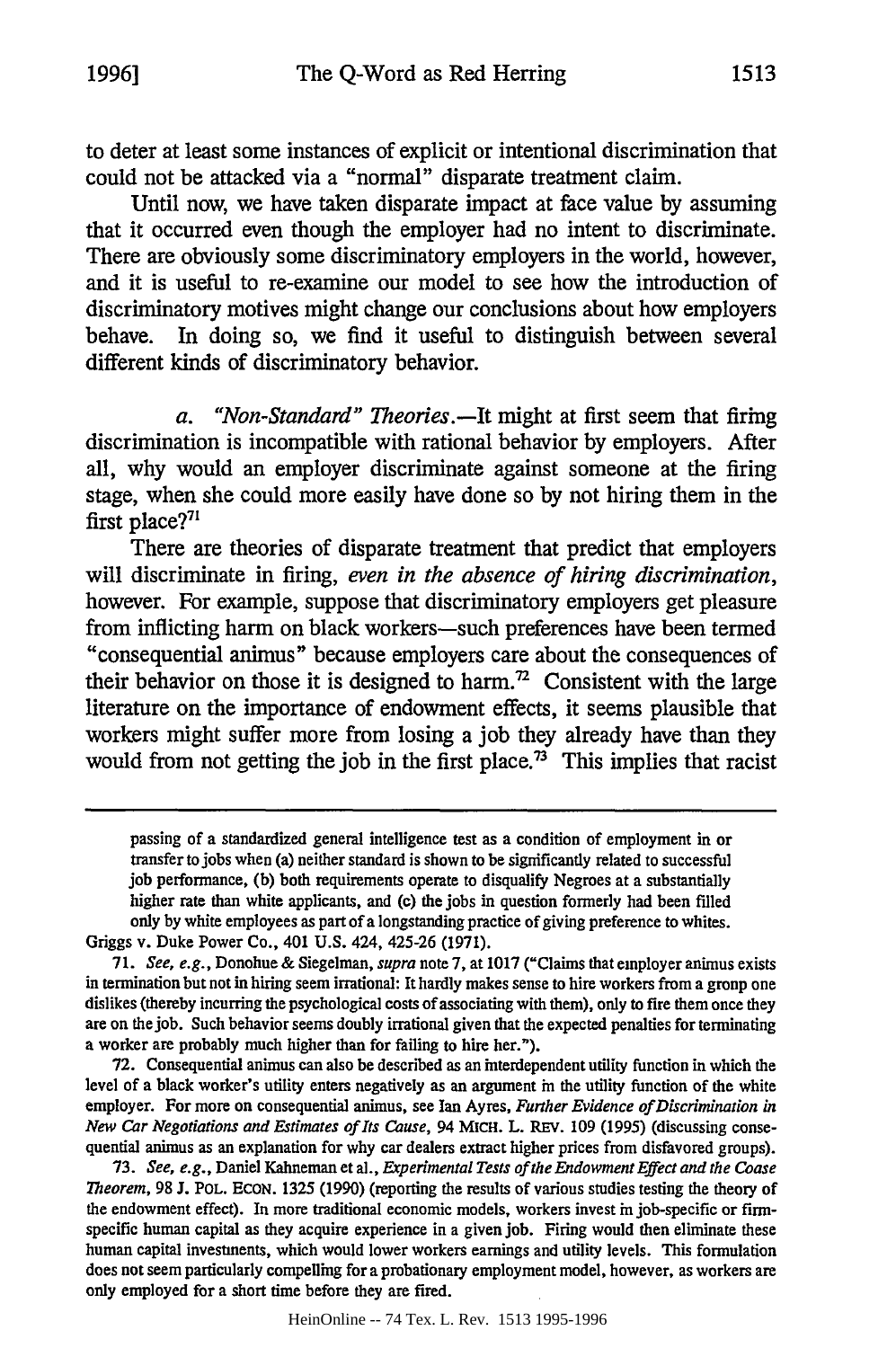to deter at least some instances of explicit or intentional discrimination that could not be attacked via a "normal" disparate treatment claim.

Until now, we have taken disparate impact at face value by assuming that it occurred even though the employer had no intent to discriminate. There are obviously some discriminatory employers in the world, however, and it is useful to re-examine our model to see how the introduction of discriminatory motives might change our conclusions about how employers behave. In doing so, we find it useful to distinguish between several different kinds of discriminatory behavior.

*a. "Non-Standard" Theories.*—It might at first seem that firing discrimination is incompatible with rational behavior by employers. After all, why would an employer discriminate against someone at the firing stage, when she could more easily have done so by not hiring them in the first place?[71]

There are theories of disparate treatment that predict that employers will discriminate in firing, *even in the absence of hiring discrimination*, however. For example, suppose that discriminatory employers get pleasure from inflicting harm on black workers—such preferences have been termed "consequential animus" because employers care about the consequences of their behavior on those it is designed to harm.[72] Consistent with the large literature on the importance of endowment effects, it seems plausible that workers might suffer more from losing a job they already have than they would from not getting the job in the first place.[73] This implies that racist

---

passing of a standardized general intelligence test as a condition of employment in or transfer to jobs when (a) neither standard is shown to be significantly related to successful job performance, (b) both requirements operate to disqualify Negroes at a substantially higher rate than white applicants, and (c) the jobs in question formerly had been filled only by white employees as part of a longstanding practice of giving preference to whites.

Griggs v. Duke Power Co., 401 U.S. 424, 425-26 (1971).

71. *See, e.g.*, Donohue & Siegelman, *supra* note 7, at 1017 ("Claims that employer animus exists in termination but not in hiring seem irrational: It hardly makes sense to hire workers from a group one dislikes (thereby incurring the psychological costs of associating with them), only to fire them once they are on the job. Such behavior seems doubly irrational given that the expected penalties for terminating a worker are probably much higher than for failing to hire her.").

72. Consequential animus can also be described as an interdependent utility function in which the level of a black worker's utility enters negatively as an argument in the utility function of the white employer. For more on consequential animus, see Ian Ayres, *Further Evidence of Discrimination in New Car Negotiations and Estimates of Its Cause*, 94 MICH. L. REV. 109 (1995) (discussing consequential animus as an explanation for why car dealers extract higher prices from disfavored groups).

73. *See, e.g.*, Daniel Kahneman et al., *Experimental Tests of the Endowment Effect and the Coase Theorem*, 98 J. POL. ECON. 1325 (1990) (reporting the results of various studies testing the theory of the endowment effect). In more traditional economic models, workers invest in job-specific or firm-specific human capital as they acquire experience in a given job. Firing would then eliminate these human capital investments, which would lower workers earnings and utility levels. This formulation does not seem particularly compelling for a probationary employment model, however, as workers are only employed for a short time before they are fired.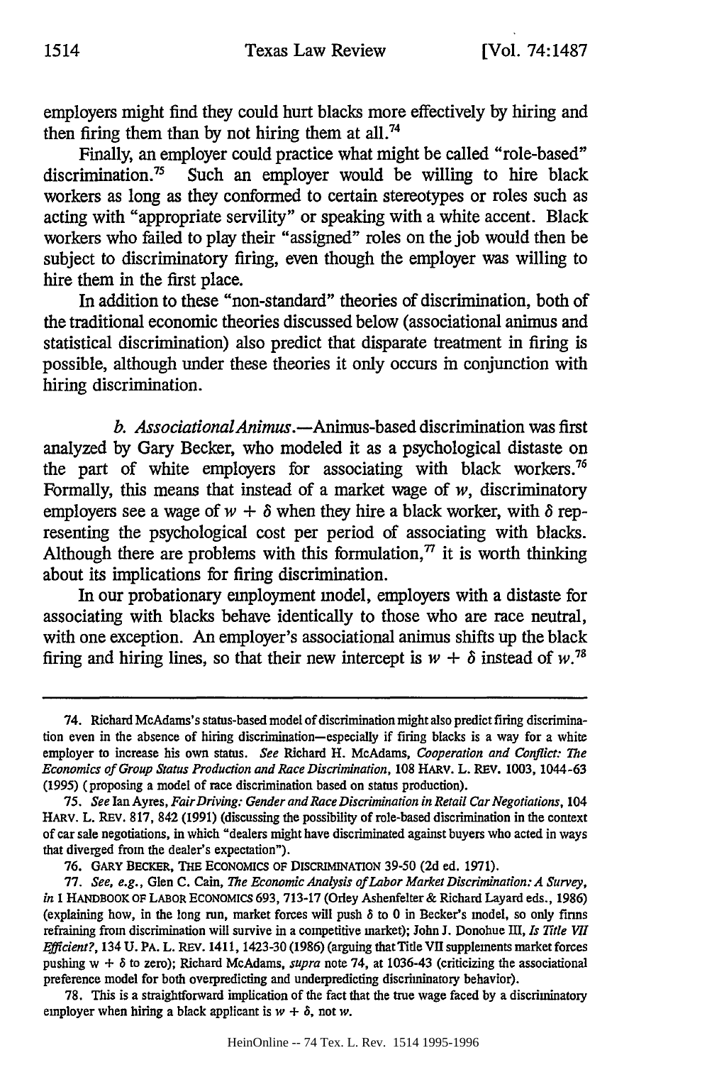employers might find they could hurt blacks more effectively by hiring and then firing them than by not hiring them at all.[74]

Finally, an employer could practice what might be called "role-based" discrimination.[75] Such an employer would be willing to hire black workers as long as they conformed to certain stereotypes or roles such as acting with "appropriate servility" or speaking with a white accent. Black workers who failed to play their "assigned" roles on the job would then be subject to discriminatory firing, even though the employer was willing to hire them in the first place.

In addition to these "non-standard" theories of discrimination, both of the traditional economic theories discussed below (associational animus and statistical discrimination) also predict that disparate treatment in firing is possible, although under these theories it only occurs in conjunction with hiring discrimination.

*b. Associational Animus.*—Animus-based discrimination was first analyzed by Gary Becker, who modeled it as a psychological distaste on the part of white employers for associating with black workers.[76] Formally, this means that instead of a market wage of $w$, discriminatory employers see a wage of $w + \delta$ when they hire a black worker, with $\delta$ representing the psychological cost per period of associating with blacks. Although there are problems with this formulation,[77] it is worth thinking about its implications for firing discrimination.

In our probationary employment model, employers with a distaste for associating with blacks behave identically to those who are race neutral, with one exception. An employer's associational animus shifts up the black firing and hiring lines, so that their new intercept is $w + \delta$ instead of $w$.[78]

---

74. Richard McAdams's status-based model of discrimination might also predict firing discrimination even in the absence of hiring discrimination—especially if firing blacks is a way for a white employer to increase his own status. *See* Richard H. McAdams, *Cooperation and Conflict: The Economics of Group Status Production and Race Discrimination*, 108 HARV. L. REV. 1003, 1044-63 (1995) (proposing a model of race discrimination based on status production).

75. *See* Ian Ayres, *Fair Driving: Gender and Race Discrimination in Retail Car Negotiations*, 104 HARV. L. REV. 817, 842 (1991) (discussing the possibility of role-based discrimination in the context of car sale negotiations, in which "dealers might have discriminated against buyers who acted in ways that diverged from the dealer's expectation").

76. GARY BECKER, THE ECONOMICS OF DISCRIMINATION 39-50 (2d ed. 1971).

77. *See, e.g.*, Glen C. Cain, *The Economic Analysis of Labor Market Discrimination: A Survey*, *in* 1 HANDBOOK OF LABOR ECONOMICS 693, 713-17 (Orley Ashenfelter & Richard Layard eds., 1986) (explaining how, in the long run, market forces will push $\delta$ to 0 in Becker's model, so only firms refraining from discrimination will survive in a competitive market); John J. Donohue III, *Is Title VII Efficient?*, 134 U. PA. L. REV. 1411, 1423-30 (1986) (arguing that Title VII supplements market forces pushing $w + \delta$ to zero); Richard McAdams, *supra* note 74, at 1036-43 (criticizing the associational preference model for both overpredicting and underpredicting discriminatory behavior).

78. This is a straightforward implication of the fact that the true wage faced by a discriminatory employer when hiring a black applicant is $w + \delta$, not $w$.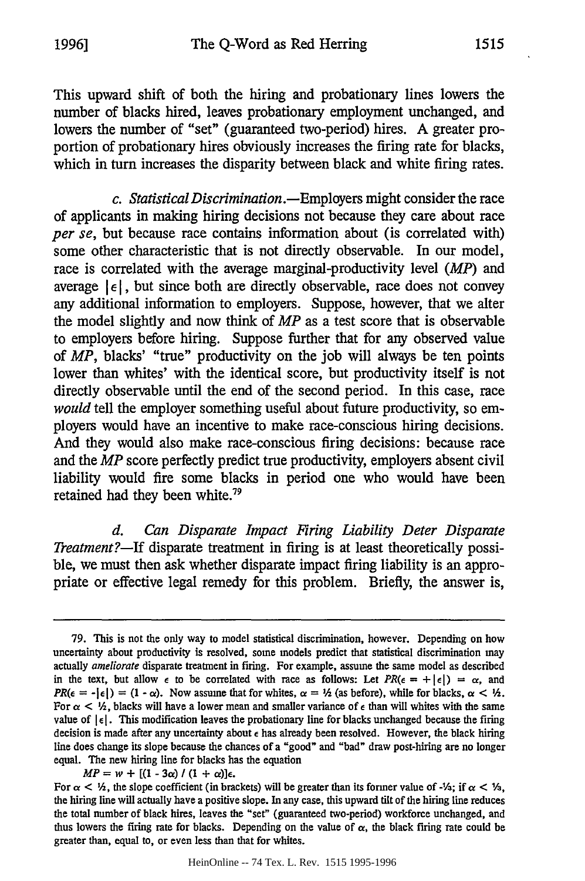This upward shift of both the hiring and probationary lines lowers the number of blacks hired, leaves probationary employment unchanged, and lowers the number of "set" (guaranteed two-period) hires. A greater proportion of probationary hires obviously increases the firing rate for blacks, which in turn increases the disparity between black and white firing rates.

*c. Statistical Discrimination.*—Employers might consider the race of applicants in making hiring decisions not because they care about race *per se*, but because race contains information about (is correlated with) some other characteristic that is not directly observable. In our model, race is correlated with the average marginal-productivity level (*MP*) and average $|\epsilon|$, but since both are directly observable, race does not convey any additional information to employers. Suppose, however, that we alter the model slightly and now think of *MP* as a test score that is observable to employers before hiring. Suppose further that for any observed value of *MP*, blacks' "true" productivity on the job will always be ten points lower than whites' with the identical score, but productivity itself is not directly observable until the end of the second period. In this case, race *would* tell the employer something useful about future productivity, so employers would have an incentive to make race-conscious hiring decisions. And they would also make race-conscious firing decisions: because race and the *MP* score perfectly predict true productivity, employers absent civil liability would fire some blacks in period one who would have been retained had they been white.[79]

*d. Can Disparate Impact Firing Liability Deter Disparate Treatment?*—If disparate treatment in firing is at least theoretically possible, we must then ask whether disparate impact firing liability is an appropriate or effective legal remedy for this problem. Briefly, the answer is,

---

79. This is not the only way to model statistical discrimination, however. Depending on how uncertainty about productivity is resolved, some models predict that statistical discrimination may actually *ameliorate* disparate treatment in firing. For example, assume the same model as described in the text, but allow $\epsilon$ to be correlated with race as follows: Let $PR(\epsilon = +|\epsilon|) = \alpha$, and $PR(\epsilon = -|\epsilon|) = (1 - \alpha)$. Now assume that for whites, $\alpha = ½$ (as before), while for blacks, $\alpha < ½$. For $\alpha < ½$, blacks will have a lower mean and smaller variance of $\epsilon$ than will whites with the same value of $|\epsilon|$. This modification leaves the probationary line for blacks unchanged because the firing decision is made after any uncertainty about $\epsilon$ has already been resolved. However, the black hiring line does change its slope because the chances of a "good" and "bad" draw post-hiring are no longer equal. The new hiring line for blacks has the equation

$$MP = w + [(1 - 3\alpha) / (1 + \alpha)]\epsilon.$$

For $\alpha < ½$, the slope coefficient (in brackets) will be greater than its former value of $-⅓$; if $\alpha < ⅓$, the hiring line will actually have a positive slope. In any case, this upward tilt of the hiring line reduces the total number of black hires, leaves the "set" (guaranteed two-period) workforce unchanged, and thus lowers the firing rate for blacks. Depending on the value of $\alpha$, the black firing rate could be greater than, equal to, or even less than that for whites.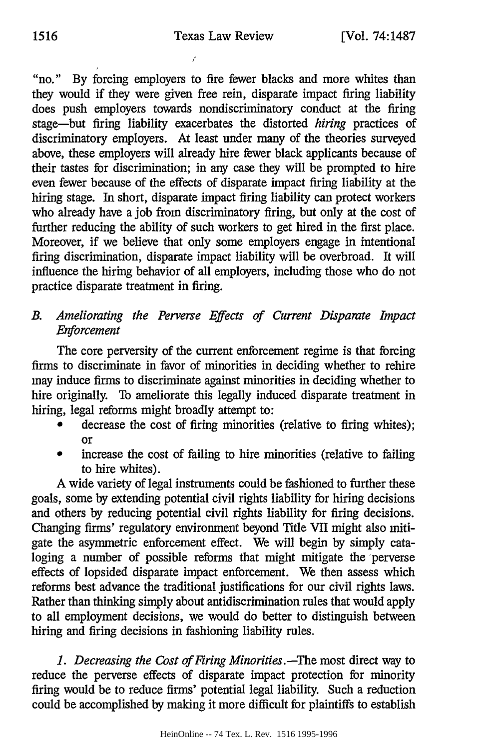"no." By forcing employers to fire fewer blacks and more whites than they would if they were given free rein, disparate impact firing liability does push employers towards nondiscriminatory conduct at the firing stage—but firing liability exacerbates the distorted *hiring* practices of discriminatory employers. At least under many of the theories surveyed above, these employers will already hire fewer black applicants because of their tastes for discrimination; in any case they will be prompted to hire even fewer because of the effects of disparate impact firing liability at the hiring stage. In short, disparate impact firing liability can protect workers who already have a job from discriminatory firing, but only at the cost of further reducing the ability of such workers to get hired in the first place. Moreover, if we believe that only some employers engage in intentional firing discrimination, disparate impact liability will be overbroad. It will influence the hiring behavior of all employers, including those who do not practice disparate treatment in firing.

### *B. Ameliorating the Perverse Effects of Current Disparate Impact Enforcement*

The core perversity of the current enforcement regime is that forcing firms to discriminate in favor of minorities in deciding whether to rehire may induce firms to discriminate against minorities in deciding whether to hire originally. To ameliorate this legally induced disparate treatment in hiring, legal reforms might broadly attempt to:

- decrease the cost of firing minorities (relative to firing whites); or
- increase the cost of failing to hire minorities (relative to failing to hire whites).

A wide variety of legal instruments could be fashioned to further these goals, some by extending potential civil rights liability for hiring decisions and others by reducing potential civil rights liability for firing decisions. Changing firms' regulatory environment beyond Title VII might also mitigate the asymmetric enforcement effect. We will begin by simply cataloging a number of possible reforms that might mitigate the perverse effects of lopsided disparate impact enforcement. We then assess which reforms best advance the traditional justifications for our civil rights laws. Rather than thinking simply about antidiscrimination rules that would apply to all employment decisions, we would do better to distinguish between hiring and firing decisions in fashioning liability rules.

*1. Decreasing the Cost of Firing Minorities.*—The most direct way to reduce the perverse effects of disparate impact protection for minority firing would be to reduce firms' potential legal liability. Such a reduction could be accomplished by making it more difficult for plaintiffs to establish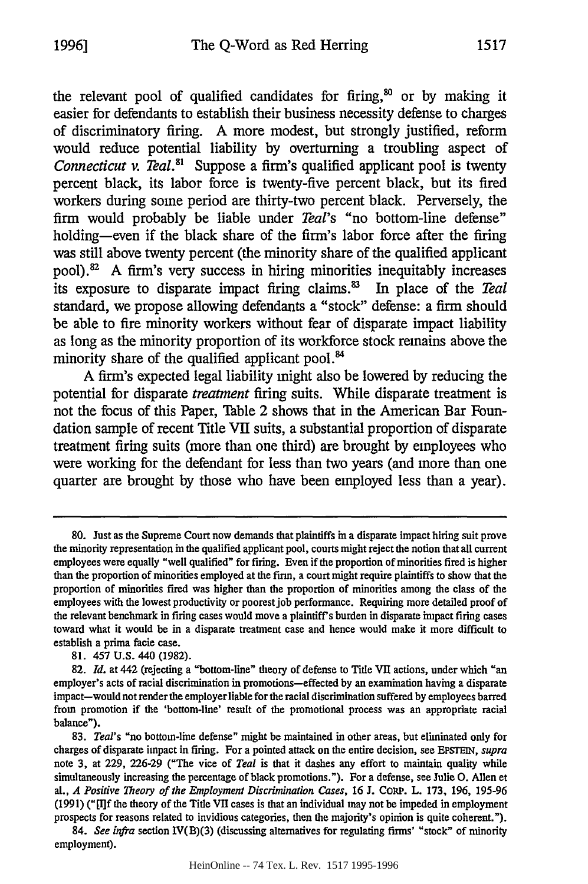the relevant pool of qualified candidates for firing,[80] or by making it easier for defendants to establish their business necessity defense to charges of discriminatory firing. A more modest, but strongly justified, reform would reduce potential liability by overturning a troubling aspect of *Connecticut v. Teal*.[81] Suppose a firm's qualified applicant pool is twenty percent black, its labor force is twenty-five percent black, but its fired workers during some period are thirty-two percent black. Perversely, the firm would probably be liable under *Teal*'s "no bottom-line defense" holding—even if the black share of the firm's labor force after the firing was still above twenty percent (the minority share of the qualified applicant pool).[82] A firm's very success in hiring minorities inequitably increases its exposure to disparate impact firing claims.[83] In place of the *Teal* standard, we propose allowing defendants a "stock" defense: a firm should be able to fire minority workers without fear of disparate impact liability as long as the minority proportion of its workforce stock remains above the minority share of the qualified applicant pool.[84]

A firm's expected legal liability might also be lowered by reducing the potential for disparate *treatment* firing suits. While disparate treatment is not the focus of this Paper, Table 2 shows that in the American Bar Foundation sample of recent Title VII suits, a substantial proportion of disparate treatment firing suits (more than one third) are brought by employees who were working for the defendant for less than two years (and more than one quarter are brought by those who have been employed less than a year).

---

80. Just as the Supreme Court now demands that plaintiffs in a disparate impact hiring suit prove the minority representation in the qualified applicant pool, courts might reject the notion that all current employees were equally "well qualified" for firing. Even if the proportion of minorities fired is higher than the proportion of minorities employed at the firm, a court might require plaintiffs to show that the proportion of minorities fired was higher than the proportion of minorities among the class of the employees with the lowest productivity or poorest job performance. Requiring more detailed proof of the relevant benchmark in firing cases would move a plaintiff's burden in disparate impact firing cases toward what it would be in a disparate treatment case and hence would make it more difficult to establish a prima facie case.

81. 457 U.S. 440 (1982).

82. *Id.* at 442 (rejecting a "bottom-line" theory of defense to Title VII actions, under which "an employer's acts of racial discrimination in promotions—effected by an examination having a disparate impact—would not render the employer liable for the racial discrimination suffered by employees barred from promotion if the 'bottom-line' result of the promotional process was an appropriate racial balance").

83. *Teal*'s "no bottom-line defense" might be maintained in other areas, but eliminated only for charges of disparate impact in firing. For a pointed attack on the entire decision, see EPSTEIN, *supra* note 3, at 229, 226-29 ("The vice of *Teal* is that it dashes any effort to maintain quality while simultaneously increasing the percentage of black promotions."). For a defense, see Julie O. Allen et al., *A Positive Theory of the Employment Discrimination Cases*, 16 J. CORP. L. 173, 196, 195-96 (1991) ("[I]f the theory of the Title VII cases is that an individual may not be impeded in employment prospects for reasons related to invidious categories, then the majority's opinion is quite coherent.").

84. *See infra* section IV(B)(3) (discussing alternatives for regulating firms' "stock" of minority employment).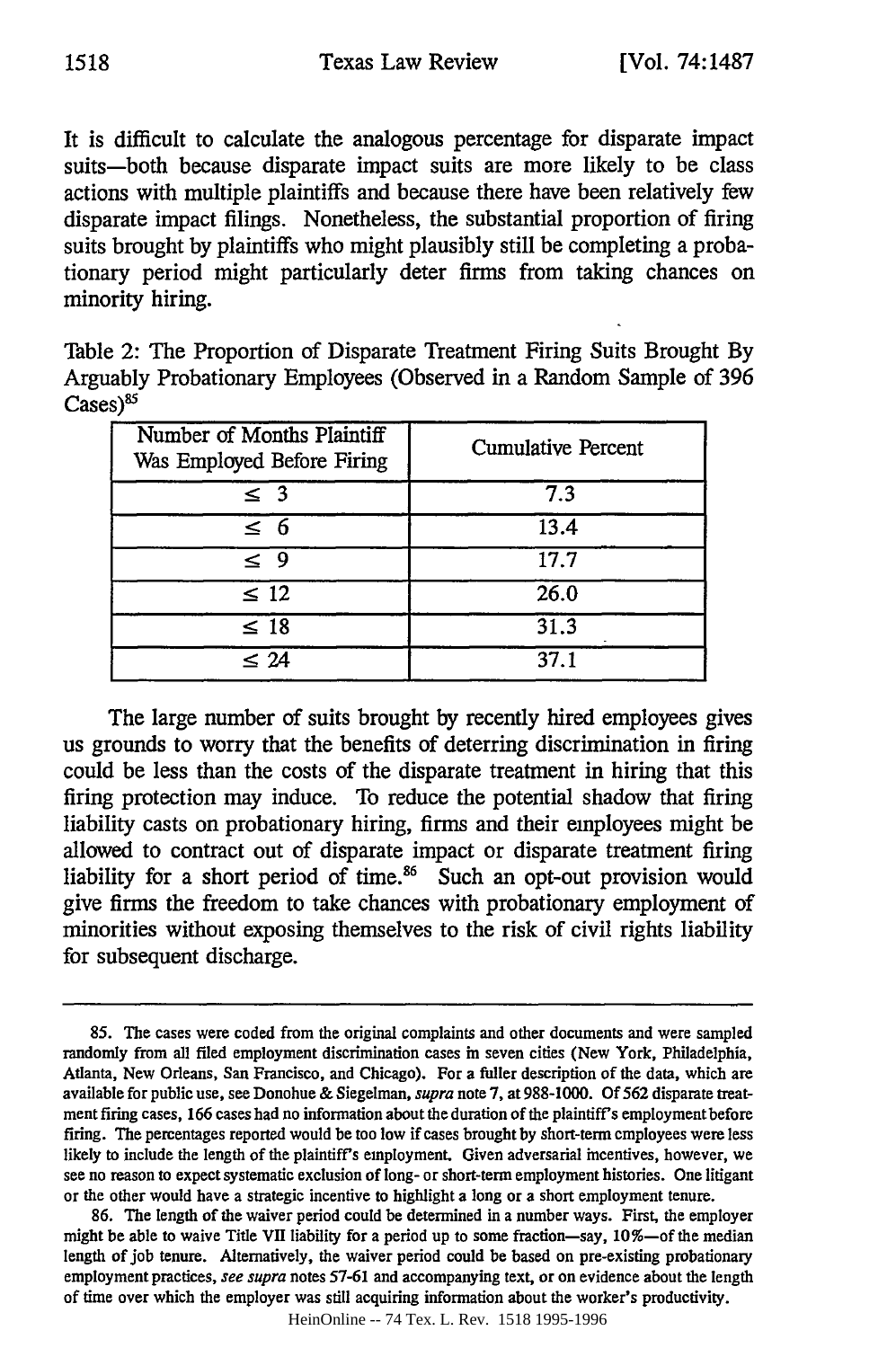It is difficult to calculate the analogous percentage for disparate impact suits—both because disparate impact suits are more likely to be class actions with multiple plaintiffs and because there have been relatively few disparate impact filings. Nonetheless, the substantial proportion of firing suits brought by plaintiffs who might plausibly still be completing a probationary period might particularly deter firms from taking chances on minority hiring.

Table 2: The Proportion of Disparate Treatment Firing Suits Brought By Arguably Probationary Employees (Observed in a Random Sample of 396 Cases)[85]

| Number of Months Plaintiff Was Employed Before Firing | Cumulative Percent |
|---|---|
| ≤ 3 | 7.3 |
| ≤ 6 | 13.4 |
| ≤ 9 | 17.7 |
| ≤ 12 | 26.0 |
| ≤ 18 | 31.3 |
| ≤ 24 | 37.1 |

The large number of suits brought by recently hired employees gives us grounds to worry that the benefits of deterring discrimination in firing could be less than the costs of the disparate treatment in hiring that this firing protection may induce. To reduce the potential shadow that firing liability casts on probationary hiring, firms and their employees might be allowed to contract out of disparate impact or disparate treatment firing liability for a short period of time.[86] Such an opt-out provision would give firms the freedom to take chances with probationary employment of minorities without exposing themselves to the risk of civil rights liability for subsequent discharge.

---

85. The cases were coded from the original complaints and other documents and were sampled randomly from all filed employment discrimination cases in seven cities (New York, Philadelphia, Atlanta, New Orleans, San Francisco, and Chicago). For a fuller description of the data, which are available for public use, see Donohue & Siegelman, *supra* note 7, at 988-1000. Of 562 disparate treatment firing cases, 166 cases had no information about the duration of the plaintiff's employment before firing. The percentages reported would be too low if cases brought by short-term employees were less likely to include the length of the plaintiff's employment. Given adversarial incentives, however, we see no reason to expect systematic exclusion of long- or short-term employment histories. One litigant or the other would have a strategic incentive to highlight a long or a short employment tenure.

86. The length of the waiver period could be determined in a number ways. First, the employer might be able to waive Title VII liability for a period up to some fraction—say, 10%—of the median length of job tenure. Alternatively, the waiver period could be based on pre-existing probationary employment practices, *see supra* notes 57-61 and accompanying text, or on evidence about the length of time over which the employer was still acquiring information about the worker's productivity.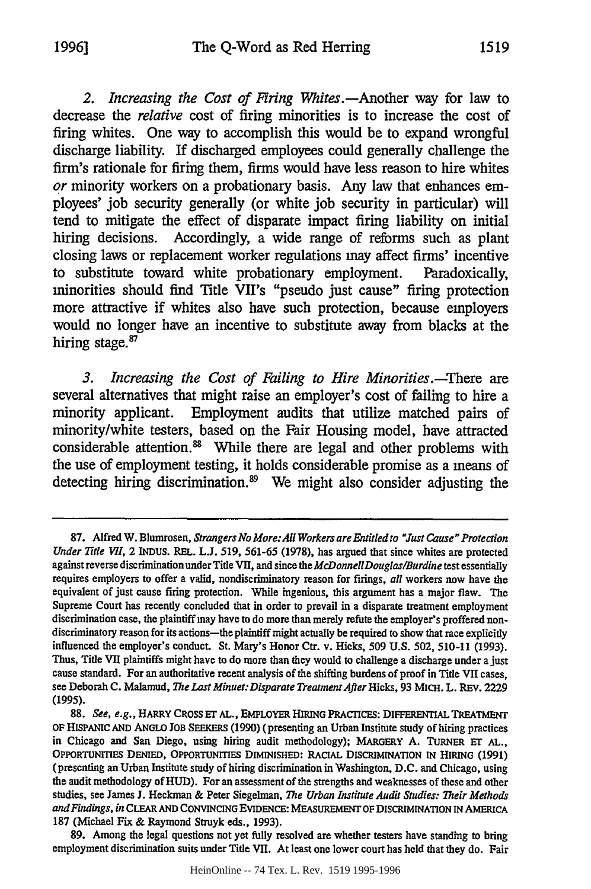*2. Increasing the Cost of Firing Whites.*—Another way for law to decrease the *relative* cost of firing minorities is to increase the cost of firing whites. One way to accomplish this would be to expand wrongful discharge liability. If discharged employees could generally challenge the firm's rationale for firing them, firms would have less reason to hire whites *or* minority workers on a probationary basis. Any law that enhances employees' job security generally (or white job security in particular) will tend to mitigate the effect of disparate impact firing liability on initial hiring decisions. Accordingly, a wide range of reforms such as plant closing laws or replacement worker regulations may affect firms' incentive to substitute toward white probationary employment. Paradoxically, minorities should find Title VII's "pseudo just cause" firing protection more attractive if whites also have such protection, because employers would no longer have an incentive to substitute away from blacks at the hiring stage.[87]

*3. Increasing the Cost of Failing to Hire Minorities.*—There are several alternatives that might raise an employer's cost of failing to hire a minority applicant. Employment audits that utilize matched pairs of minority/white testers, based on the Fair Housing model, have attracted considerable attention.[88] While there are legal and other problems with the use of employment testing, it holds considerable promise as a means of detecting hiring discrimination.[89] We might also consider adjusting the

---

87. Alfred W. Blumrosen, *Strangers No More: All Workers are Entitled to "Just Cause" Protection Under Title VII*, 2 INDUS. REL. L.J. 519, 561-65 (1978), has argued that since whites are protected against reverse discrimination under Title VII, and since the *McDonnell Douglas/Burdine* test essentially requires employers to offer a valid, nondiscriminatory reason for firings, *all* workers now have the equivalent of just cause firing protection. While ingenious, this argument has a major flaw. The Supreme Court has recently concluded that in order to prevail in a disparate treatment employment discrimination case, the plaintiff may have to do more than merely refute the employer's proffered nondiscriminatory reason for its actions—the plaintiff might actually be required to show that race explicitly influenced the employer's conduct. St. Mary's Honor Ctr. v. Hicks, 509 U.S. 502, 510-11 (1993). Thus, Title VII plaintiffs might have to do more than they would to challenge a discharge under a just cause standard. For an authoritative recent analysis of the shifting burdens of proof in Title VII cases, see Deborah C. Malamud, *The Last Minuet: Disparate Treatment After* Hicks, 93 MICH. L. REV. 2229 (1995).

88. *See, e.g.*, HARRY CROSS ET AL., EMPLOYER HIRING PRACTICES: DIFFERENTIAL TREATMENT OF HISPANIC AND ANGLO JOB SEEKERS (1990) (presenting an Urban Institute study of hiring practices in Chicago and San Diego, using hiring audit methodology); MARGERY A. TURNER ET AL., OPPORTUNITIES DENIED, OPPORTUNITIES DIMINISHED: RACIAL DISCRIMINATION IN HIRING (1991) (presenting an Urban Institute study of hiring discrimination in Washington, D.C. and Chicago, using the audit methodology of HUD). For an assessment of the strengths and weaknesses of these and other studies, see James J. Heckman & Peter Siegelman, *The Urban Institute Audit Studies: Their Methods and Findings*, *in* CLEAR AND CONVINCING EVIDENCE: MEASUREMENT OF DISCRIMINATION IN AMERICA 187 (Michael Fix & Raymond Struyk eds., 1993).

89. Among the legal questions not yet fully resolved are whether testers have standing to bring employment discrimination suits under Title VII. At least one lower court has held that they do. Fair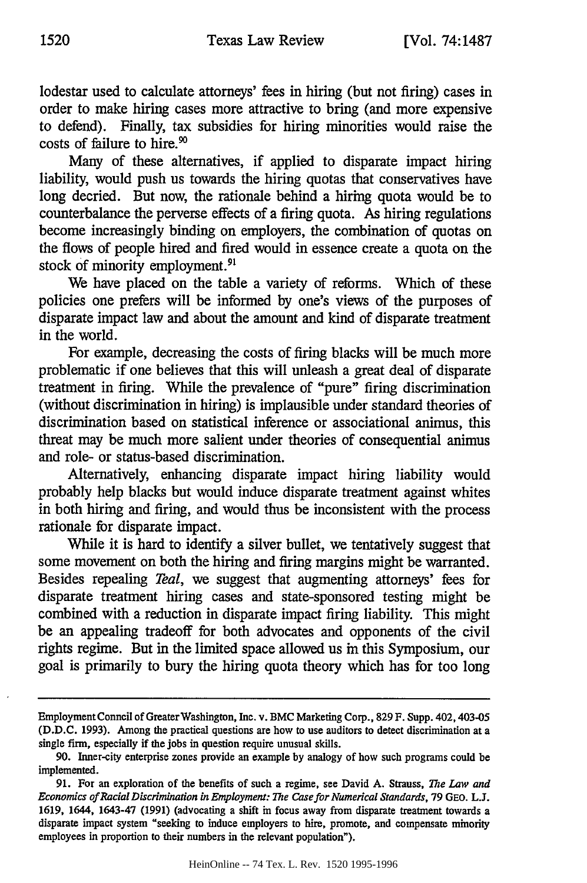lodestar used to calculate attorneys' fees in hiring (but not firing) cases in order to make hiring cases more attractive to bring (and more expensive to defend). Finally, tax subsidies for hiring minorities would raise the costs of failure to hire.[90]

Many of these alternatives, if applied to disparate impact hiring liability, would push us towards the hiring quotas that conservatives have long decried. But now, the rationale behind a hiring quota would be to counterbalance the perverse effects of a firing quota. As hiring regulations become increasingly binding on employers, the combination of quotas on the flows of people hired and fired would in essence create a quota on the stock of minority employment.[91]

We have placed on the table a variety of reforms. Which of these policies one prefers will be informed by one's views of the purposes of disparate impact law and about the amount and kind of disparate treatment in the world.

For example, decreasing the costs of firing blacks will be much more problematic if one believes that this will unleash a great deal of disparate treatment in firing. While the prevalence of "pure" firing discrimination (without discrimination in hiring) is implausible under standard theories of discrimination based on statistical inference or associational animus, this threat may be much more salient under theories of consequential animus and role- or status-based discrimination.

Alternatively, enhancing disparate impact hiring liability would probably help blacks but would induce disparate treatment against whites in both hiring and firing, and would thus be inconsistent with the process rationale for disparate impact.

While it is hard to identify a silver bullet, we tentatively suggest that some movement on both the hiring and firing margins might be warranted. Besides repealing *Teal*, we suggest that augmenting attorneys' fees for disparate treatment hiring cases and state-sponsored testing might be combined with a reduction in disparate impact firing liability. This might be an appealing tradeoff for both advocates and opponents of the civil rights regime. But in the limited space allowed us in this Symposium, our goal is primarily to bury the hiring quota theory which has for too long

---

Employment Council of Greater Washington, Inc. v. BMC Marketing Corp., 829 F. Supp. 402, 403-05 (D.D.C. 1993). Among the practical questions are how to use auditors to detect discrimination at a single firm, especially if the jobs in question require unusual skills.

90. Inner-city enterprise zones provide an example by analogy of how such programs could be implemented.

91. For an exploration of the benefits of such a regime, see David A. Strauss, *The Law and Economics of Racial Discrimination in Employment: The Case for Numerical Standards*, 79 GEO. L.J. 1619, 1644, 1643-47 (1991) (advocating a shift in focus away from disparate treatment towards a disparate impact system "seeking to induce employers to hire, promote, and compensate minority employees in proportion to their numbers in the relevant population").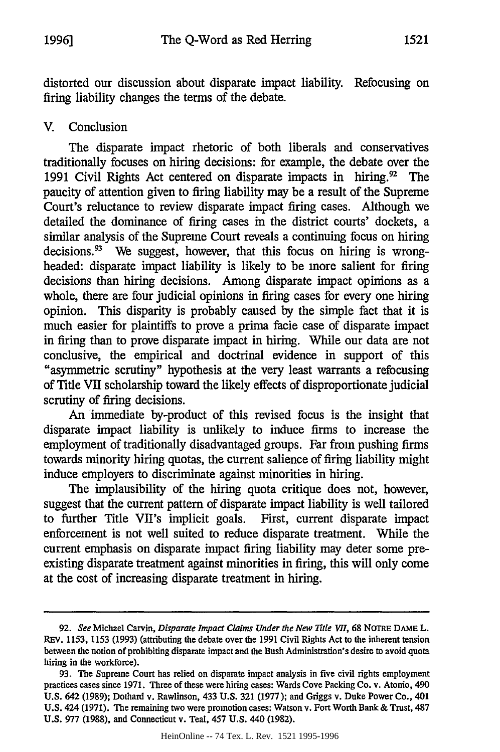distorted our discussion about disparate impact liability. Refocusing on firing liability changes the terms of the debate.

## V. Conclusion

The disparate impact rhetoric of both liberals and conservatives traditionally focuses on hiring decisions: for example, the debate over the 1991 Civil Rights Act centered on disparate impacts in hiring.[92] The paucity of attention given to firing liability may be a result of the Supreme Court's reluctance to review disparate impact firing cases. Although we detailed the dominance of firing cases in the district courts' dockets, a similar analysis of the Supreme Court reveals a continuing focus on hiring decisions.[93] We suggest, however, that this focus on hiring is wrongheaded: disparate impact liability is likely to be more salient for firing decisions than hiring decisions. Among disparate impact opinions as a whole, there are four judicial opinions in firing cases for every one hiring opinion. This disparity is probably caused by the simple fact that it is much easier for plaintiffs to prove a prima facie case of disparate impact in firing than to prove disparate impact in hiring. While our data are not conclusive, the empirical and doctrinal evidence in support of this "asymmetric scrutiny" hypothesis at the very least warrants a refocusing of Title VII scholarship toward the likely effects of disproportionate judicial scrutiny of firing decisions.

An immediate by-product of this revised focus is the insight that disparate impact liability is unlikely to induce firms to increase the employment of traditionally disadvantaged groups. Far from pushing firms towards minority hiring quotas, the current salience of firing liability might induce employers to discriminate against minorities in hiring.

The implausibility of the hiring quota critique does not, however, suggest that the current pattern of disparate impact liability is well tailored to further Title VII's implicit goals. First, current disparate impact enforcement is not well suited to reduce disparate treatment. While the current emphasis on disparate impact firing liability may deter some preexisting disparate treatment against minorities in firing, this will only come at the cost of increasing disparate treatment in hiring.

---

92. *See* Michael Carvin, *Disparate Impact Claims Under the New Title VII*, 68 NOTRE DAME L. REV. 1153, 1153 (1993) (attributing the debate over the 1991 Civil Rights Act to the inherent tension between the notion of prohibiting disparate impact and the Bush Administration's desire to avoid quota hiring in the workforce).

93. The Supreme Court has relied on disparate impact analysis in five civil rights employment practices cases since 1971. Three of these were hiring cases: Wards Cove Packing Co. v. Atonio, 490 U.S. 642 (1989); Dothard v. Rawlinson, 433 U.S. 321 (1977); and Griggs v. Duke Power Co., 401 U.S. 424 (1971). The remaining two were promotion cases: Watson v. Fort Worth Bank & Trust, 487 U.S. 977 (1988), and Connecticut v. Teal, 457 U.S. 440 (1982).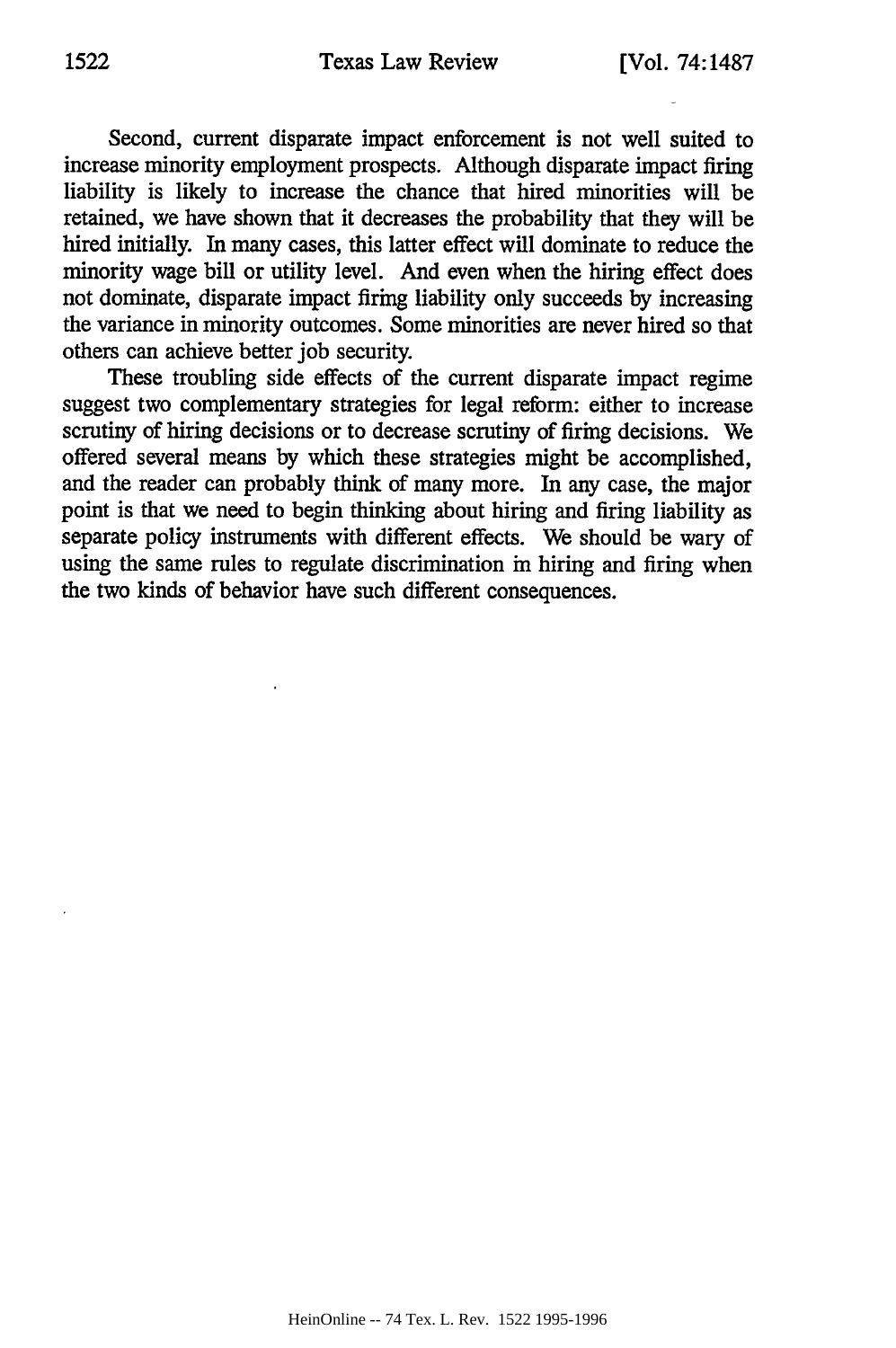Second, current disparate impact enforcement is not well suited to increase minority employment prospects. Although disparate impact firing liability is likely to increase the chance that hired minorities will be retained, we have shown that it decreases the probability that they will be hired initially. In many cases, this latter effect will dominate to reduce the minority wage bill or utility level. And even when the hiring effect does not dominate, disparate impact firing liability only succeeds by increasing the variance in minority outcomes. Some minorities are never hired so that others can achieve better job security.

These troubling side effects of the current disparate impact regime suggest two complementary strategies for legal reform: either to increase scrutiny of hiring decisions or to decrease scrutiny of firing decisions. We offered several means by which these strategies might be accomplished, and the reader can probably think of many more. In any case, the major point is that we need to begin thinking about hiring and firing liability as separate policy instruments with different effects. We should be wary of using the same rules to regulate discrimination in hiring and firing when the two kinds of behavior have such different consequences.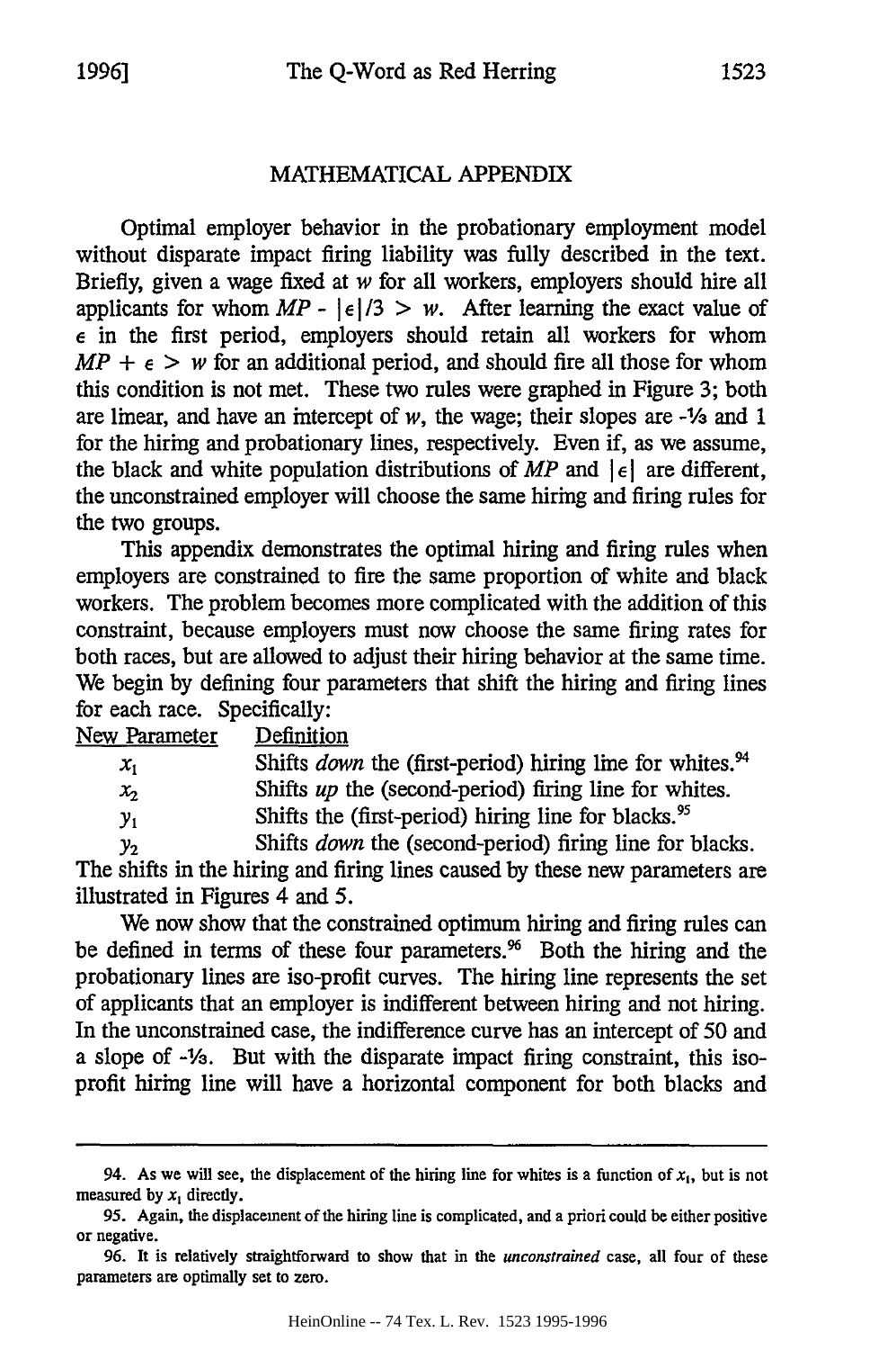## MATHEMATICAL APPENDIX

Optimal employer behavior in the probationary employment model without disparate impact firing liability was fully described in the text. Briefly, given a wage fixed at $w$ for all workers, employers should hire all applicants for whom $MP - |\epsilon|/3 > w$. After learning the exact value of $\epsilon$ in the first period, employers should retain all workers for whom $MP + \epsilon > w$ for an additional period, and should fire all those for whom this condition is not met. These two rules were graphed in Figure 3; both are linear, and have an intercept of $w$, the wage; their slopes are $-1/3$ and 1 for the hiring and probationary lines, respectively. Even if, as we assume, the black and white population distributions of $MP$ and $|\epsilon|$ are different, the unconstrained employer will choose the same hiring and firing rules for the two groups.

This appendix demonstrates the optimal hiring and firing rules when employers are constrained to fire the same proportion of white and black workers. The problem becomes more complicated with the addition of this constraint, because employers must now choose the same firing rates for both races, but are allowed to adjust their hiring behavior at the same time. We begin by defining four parameters that shift the hiring and firing lines for each race. Specifically:

| New Parameter | Definition |
|---|---|
| $x_1$ | Shifts *down* the (first-period) hiring line for whites.[94] |
| $x_2$ | Shifts *up* the (second-period) firing line for whites. |
| $y_1$ | Shifts the (first-period) hiring line for blacks.[95] |
| $y_2$ | Shifts *down* the (second-period) firing line for blacks. |

The shifts in the hiring and firing lines caused by these new parameters are illustrated in Figures 4 and 5.

We now show that the constrained optimum hiring and firing rules can be defined in terms of these four parameters.[96] Both the hiring and the probationary lines are iso-profit curves. The hiring line represents the set of applicants that an employer is indifferent between hiring and not hiring. In the unconstrained case, the indifference curve has an intercept of 50 and a slope of $-1/3$. But with the disparate impact firing constraint, this iso-profit hiring line will have a horizontal component for both blacks and

---

94. As we will see, the displacement of the hiring line for whites is a function of $x_1$, but is not measured by $x_1$ directly.

95. Again, the displacement of the hiring line is complicated, and a priori could be either positive or negative.

96. It is relatively straightforward to show that in the *unconstrained* case, all four of these parameters are optimally set to zero.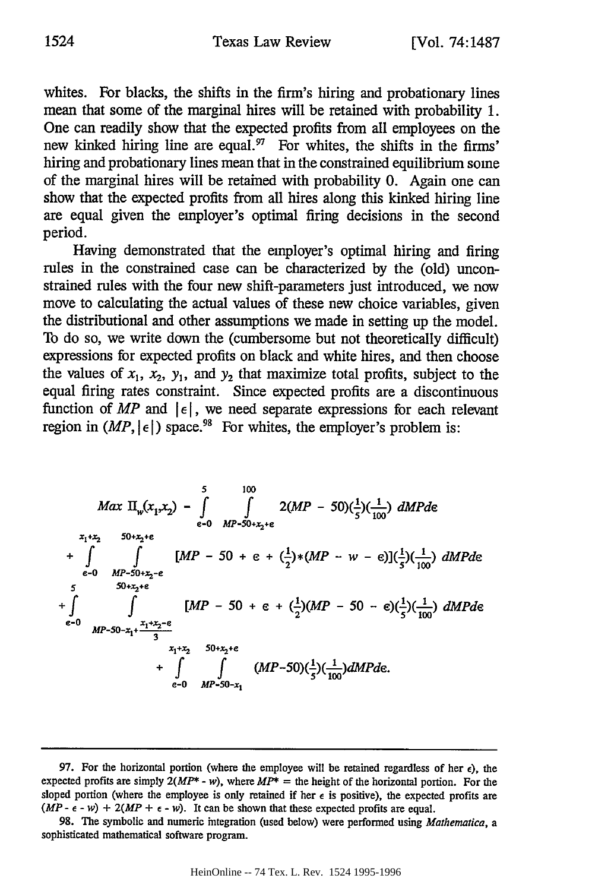whites. For blacks, the shifts in the firm's hiring and probationary lines mean that some of the marginal hires will be retained with probability 1. One can readily show that the expected profits from all employees on the new kinked hiring line are equal.[97] For whites, the shifts in the firms' hiring and probationary lines mean that in the constrained equilibrium some of the marginal hires will be retained with probability 0. Again one can show that the expected profits from all hires along this kinked hiring line are equal given the employer's optimal firing decisions in the second period.

Having demonstrated that the employer's optimal hiring and firing rules in the constrained case can be characterized by the (old) unconstrained rules with the four new shift-parameters just introduced, we now move to calculating the actual values of these new choice variables, given the distributional and other assumptions we made in setting up the model. To do so, we write down the (cumbersome but not theoretically difficult) expressions for expected profits on black and white hires, and then choose the values of $x_1$, $x_2$, $y_1$, and $y_2$ that maximize total profits, subject to the equal firing rates constraint. Since expected profits are a discontinuous function of $MP$ and $|\epsilon|$, we need separate expressions for each relevant region in $(MP, |\epsilon|)$ space.[98] For whites, the employer's problem is:

$$Max\ \Pi_w(x_1,x_2) = \int_{\epsilon=0}^{5} \int_{MP=50+x_2+\epsilon}^{100} 2(MP - 50)(\tfrac{1}{5})(\tfrac{1}{100})\ dMP d\epsilon$$

$$+ \int_{\epsilon=0}^{x_1+x_2} \int_{MP=50+x_2-\epsilon}^{50+x_2+\epsilon} [MP - 50 + \epsilon + (\tfrac{1}{2})*(MP - w - \epsilon)](\tfrac{1}{5})(\tfrac{1}{100})\ dMP d\epsilon$$

$$+ \int_{\epsilon=0}^{5} \int_{MP=50-x_1+\frac{x_1+x_2-\epsilon}{3}}^{50+x_2+\epsilon} [MP - 50 + \epsilon + (\tfrac{1}{2})(MP - 50 - \epsilon)(\tfrac{1}{5})(\tfrac{1}{100})\ dMP d\epsilon$$

$$+ \int_{\epsilon=0}^{x_1+x_2} \int_{MP=50-x_1}^{50+x_2+\epsilon} (MP-50)(\tfrac{1}{5})(\tfrac{1}{100}) dMP d\epsilon.$$

---

97. For the horizontal portion (where the employee will be retained regardless of her $\epsilon$), the expected profits are simply $2(MP^* - w)$, where $MP^*$ = the height of the horizontal portion. For the sloped portion (where the employee is only retained if her $\epsilon$ is positive), the expected profits are $(MP - \epsilon - w) + 2(MP + \epsilon - w)$. It can be shown that these expected profits are equal.

98. The symbolic and numeric integration (used below) were performed using *Mathematica*, a sophisticated mathematical software program.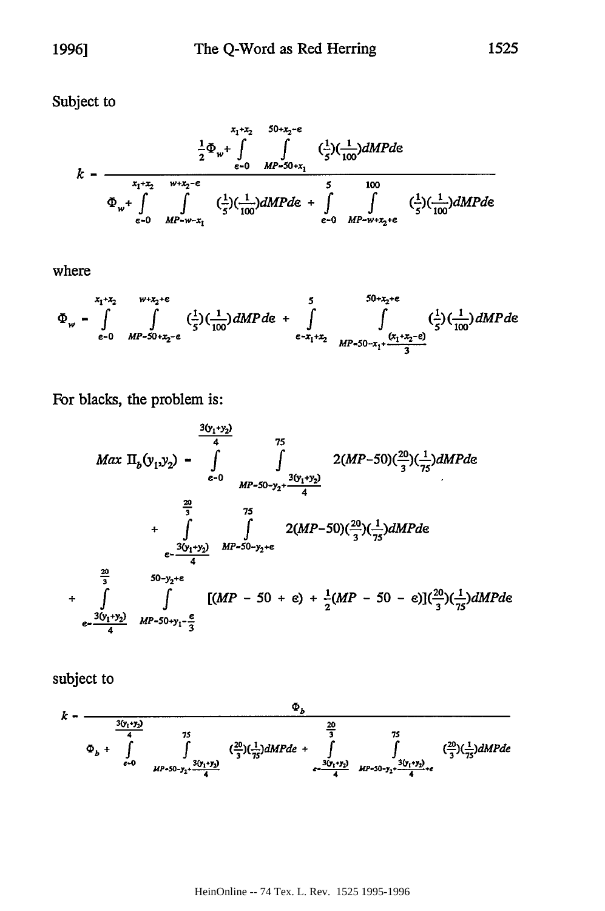Subject to

$$k = \frac{\frac{1}{2}\Phi_w + \int\limits_{e=0}^{x_1+x_2} \int\limits_{MP=50+x_1}^{50+x_2-e} (\frac{1}{5})(\frac{1}{100})dMPde}{\Phi_w + \int\limits_{e=0}^{x_1+x_2} \int\limits_{MP=w-x_1}^{w+x_2-e} (\frac{1}{5})(\frac{1}{100})dMPde + \int\limits_{e=0}^{5} \int\limits_{MP=w+x_2+e}^{100} (\frac{1}{5})(\frac{1}{100})dMPde}$$

where

$$\Phi_w = \int\limits_{e=0}^{x_1+x_2} \int\limits_{MP=50+x_2-e}^{w+x_2+e} (\frac{1}{5})(\frac{1}{100})dMPde + \int\limits_{e=x_1+x_2}^{5} \int\limits_{MP=50-x_1+\frac{(x_1+x_2-e)}{3}}^{50+x_2+e} (\frac{1}{5})(\frac{1}{100})dMPde$$

For blacks, the problem is:

$$\begin{aligned} Max\ \Pi_b(y_1,y_2) = &\int\limits_{e=0}^{\frac{3(y_1+y_2)}{4}} \int\limits_{MP=50-y_2+\frac{3(y_1+y_2)}{4}}^{75} 2(MP-50)(\tfrac{20}{3})(\tfrac{1}{75})dMPde \\ &+ \int\limits_{e=\frac{3(y_1+y_2)}{4}}^{\frac{20}{3}} \int\limits_{MP=50-y_2+e}^{75} 2(MP-50)(\tfrac{20}{3})(\tfrac{1}{75})dMPde \\ &+ \int\limits_{e=\frac{3(y_1+y_2)}{4}}^{\frac{20}{3}} \int\limits_{MP=50+y_1-\frac{e}{3}}^{50-y_2+e} [(MP-50+e)+\tfrac{1}{2}(MP-50-e)](\tfrac{20}{3})(\tfrac{1}{75})dMPde \end{aligned}$$

subject to

$$k = \frac{\Phi_b}{\Phi_b + \int\limits_{e=0}^{\frac{3(y_1+y_2)}{4}} \int\limits_{MP=50-y_2+\frac{3(y_1+y_2)}{4}}^{75} (\frac{20}{3})(\frac{1}{75})dMPde + \int\limits_{e=\frac{3(y_1+y_2)}{4}}^{\frac{20}{3}} \int\limits_{MP=50-y_2+\frac{3(y_1+y_2)}{4}+e}^{75} (\frac{20}{3})(\frac{1}{75})dMPde}$$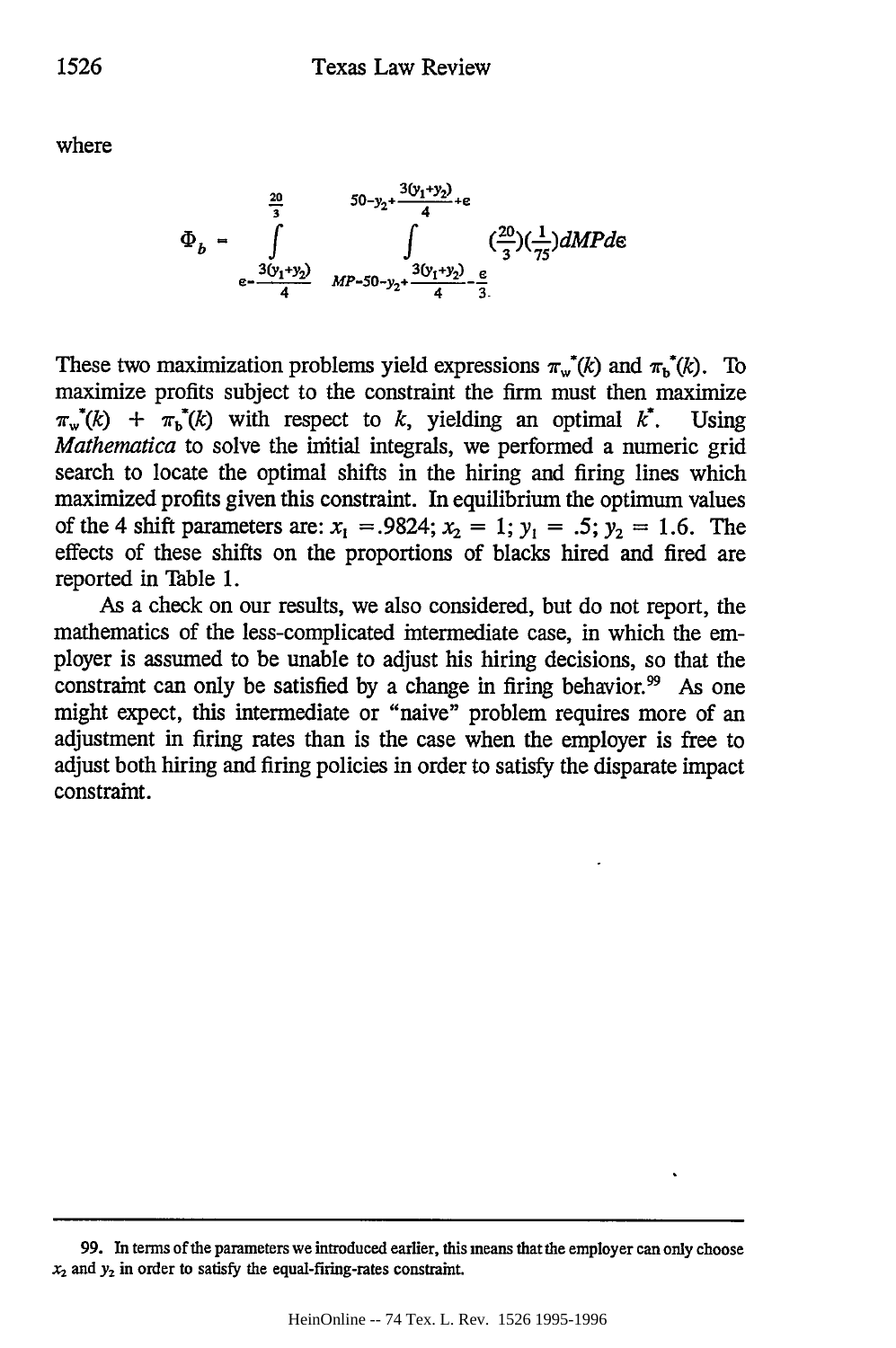where

$$\Phi_b = \int_{e-\frac{3(y_1+y_2)}{4}}^{\frac{20}{3}} \int_{MP-50-y_2+\frac{3(y_1+y_2)}{4}-\frac{e}{3}}^{50-y_2+\frac{3(y_1+y_2)}{4}+e} \left(\frac{20}{3}\right)\left(\frac{1}{75}\right) dMP\,de$$

These two maximization problems yield expressions $\pi_w^*(k)$ and $\pi_b^*(k)$. To maximize profits subject to the constraint the firm must then maximize $\pi_w^*(k) + \pi_b^*(k)$ with respect to $k$, yielding an optimal $k^*$. Using *Mathematica* to solve the initial integrals, we performed a numeric grid search to locate the optimal shifts in the hiring and firing lines which maximized profits given this constraint. In equilibrium the optimum values of the 4 shift parameters are: $x_1 = .9824$; $x_2 = 1$; $y_1 = .5$; $y_2 = 1.6$. The effects of these shifts on the proportions of blacks hired and fired are reported in Table 1.

As a check on our results, we also considered, but do not report, the mathematics of the less-complicated intermediate case, in which the employer is assumed to be unable to adjust his hiring decisions, so that the constraint can only be satisfied by a change in firing behavior.[99] As one might expect, this intermediate or "naive" problem requires more of an adjustment in firing rates than is the case when the employer is free to adjust both hiring and firing policies in order to satisfy the disparate impact constraint.

---

99. In terms of the parameters we introduced earlier, this means that the employer can only choose $x_2$ and $y_2$ in order to satisfy the equal-firing-rates constraint.